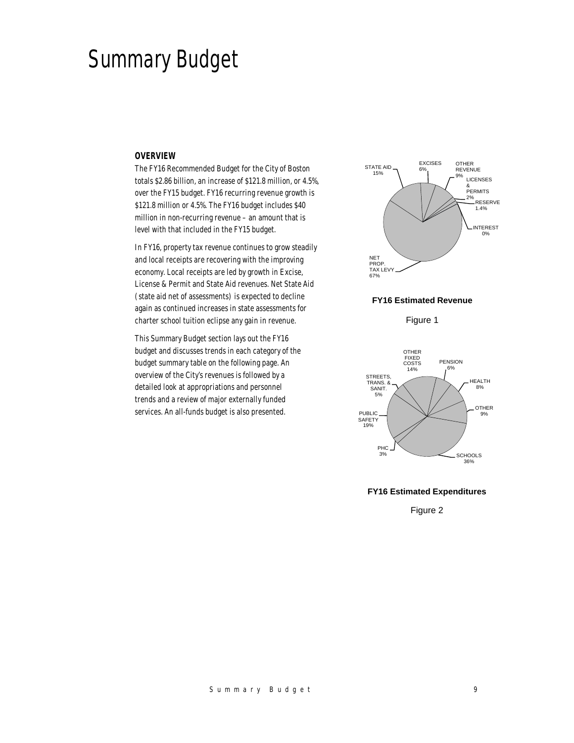# Summary Budget

### OVERVIEW

The FY16 Recommended Budget for the City of Boston totals $2.86 billion, an increase of $121.8 million, or 4.5%, over the FY15 budget. FY16 recurring revenue growth is $121.8 million or 4.5%. The FY16 budget includes $40 million in non-recurring revenue – an amount that is level with that included in the FY15 budget.

In FY16, property tax revenue continues to grow steadily and local receipts are recovering with the improving economy. Local receipts are led by growth in Excise, License & Permit and State Aid revenues. Net State Aid (state aid net of assessments) is expected to decline again as continued increases in state assessments for charter school tuition eclipse any gain in revenue.

This Summary Budget section lays out the FY16 budget and discusses trends in each category of the budget summary table on the following page. An overview of the City's revenues is followed by a detailed look at appropriations and personnel trends and a review of major externally funded services. An all-funds budget is also presented.

STATE AID 15%, EXCISES 6%, OTHER REVENUE 9%, LICENSES & PERMITS 2%, RESERVE 1.4%, INTEREST 0%, NET PROP. TAX LEVY 67%

**FY16 Estimated Revenue**

Figure 1

OTHER FIXED COSTS 14%, PENSION 6%, HEALTH 8%, OTHER 9%, SCHOOLS 36%, PHC 3%, PUBLIC SAFETY 19%, STREETS, TRANS. & SANIT. 5%

**FY16 Estimated Expenditures**

Figure 2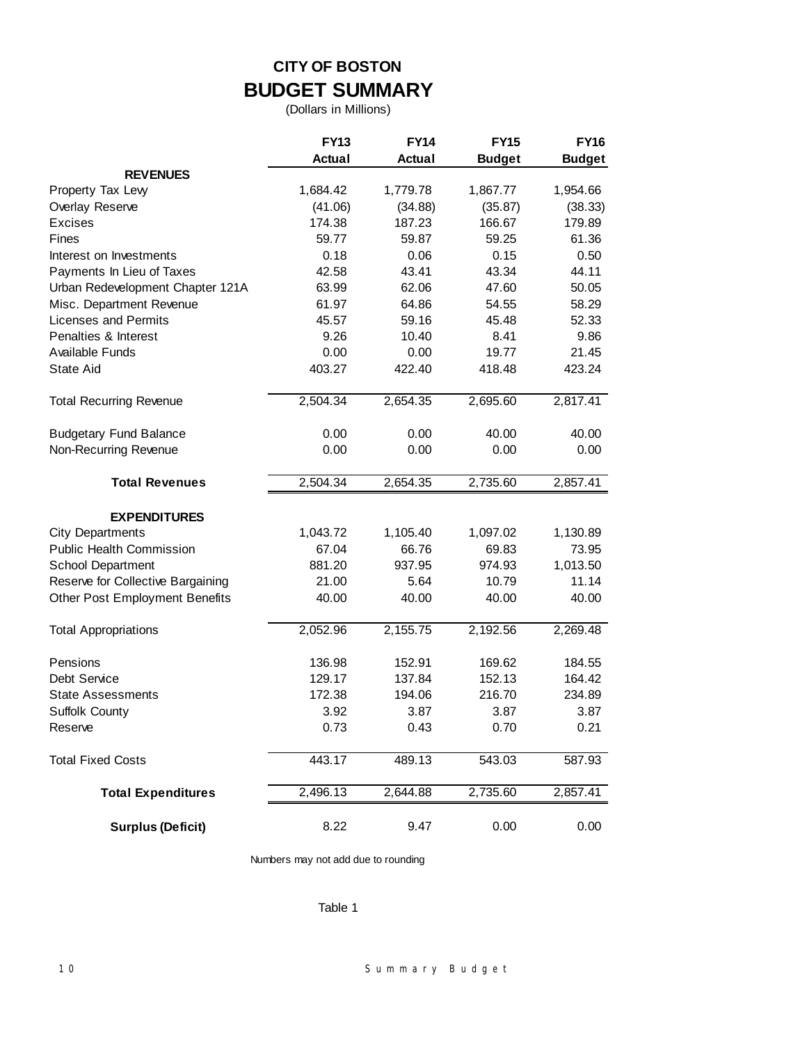# CITY OF BOSTON

## BUDGET SUMMARY

(Dollars in Millions)

| | FY13 Actual | FY14 Actual | FY15 Budget | FY16 Budget |
|---|---|---|---|---|
| **REVENUES** | | | | |
| Property Tax Levy | 1,684.42 | 1,779.78 | 1,867.77 | 1,954.66 |
| Overlay Reserve | (41.06) | (34.88) | (35.87) | (38.33) |
| Excises | 174.38 | 187.23 | 166.67 | 179.89 |
| Fines | 59.77 | 59.87 | 59.25 | 61.36 |
| Interest on Investments | 0.18 | 0.06 | 0.15 | 0.50 |
| Payments In Lieu of Taxes | 42.58 | 43.41 | 43.34 | 44.11 |
| Urban Redevelopment Chapter 121A | 63.99 | 62.06 | 47.60 | 50.05 |
| Misc. Department Revenue | 61.97 | 64.86 | 54.55 | 58.29 |
| Licenses and Permits | 45.57 | 59.16 | 45.48 | 52.33 |
| Penalties & Interest | 9.26 | 10.40 | 8.41 | 9.86 |
| Available Funds | 0.00 | 0.00 | 19.77 | 21.45 |
| State Aid | 403.27 | 422.40 | 418.48 | 423.24 |
| Total Recurring Revenue | 2,504.34 | 2,654.35 | 2,695.60 | 2,817.41 |
| Budgetary Fund Balance | 0.00 | 0.00 | 40.00 | 40.00 |
| Non-Recurring Revenue | 0.00 | 0.00 | 0.00 | 0.00 |
| **Total Revenues** | 2,504.34 | 2,654.35 | 2,735.60 | 2,857.41 |
| **EXPENDITURES** | | | | |
| City Departments | 1,043.72 | 1,105.40 | 1,097.02 | 1,130.89 |
| Public Health Commission | 67.04 | 66.76 | 69.83 | 73.95 |
| School Department | 881.20 | 937.95 | 974.93 | 1,013.50 |
| Reserve for Collective Bargaining | 21.00 | 5.64 | 10.79 | 11.14 |
| Other Post Employment Benefits | 40.00 | 40.00 | 40.00 | 40.00 |
| Total Appropriations | 2,052.96 | 2,155.75 | 2,192.56 | 2,269.48 |
| Pensions | 136.98 | 152.91 | 169.62 | 184.55 |
| Debt Service | 129.17 | 137.84 | 152.13 | 164.42 |
| State Assessments | 172.38 | 194.06 | 216.70 | 234.89 |
| Suffolk County | 3.92 | 3.87 | 3.87 | 3.87 |
| Reserve | 0.73 | 0.43 | 0.70 | 0.21 |
| Total Fixed Costs | 443.17 | 489.13 | 543.03 | 587.93 |
| **Total Expenditures** | 2,496.13 | 2,644.88 | 2,735.60 | 2,857.41 |
| **Surplus (Deficit)** | 8.22 | 9.47 | 0.00 | 0.00 |

Numbers may not add due to rounding

Table 1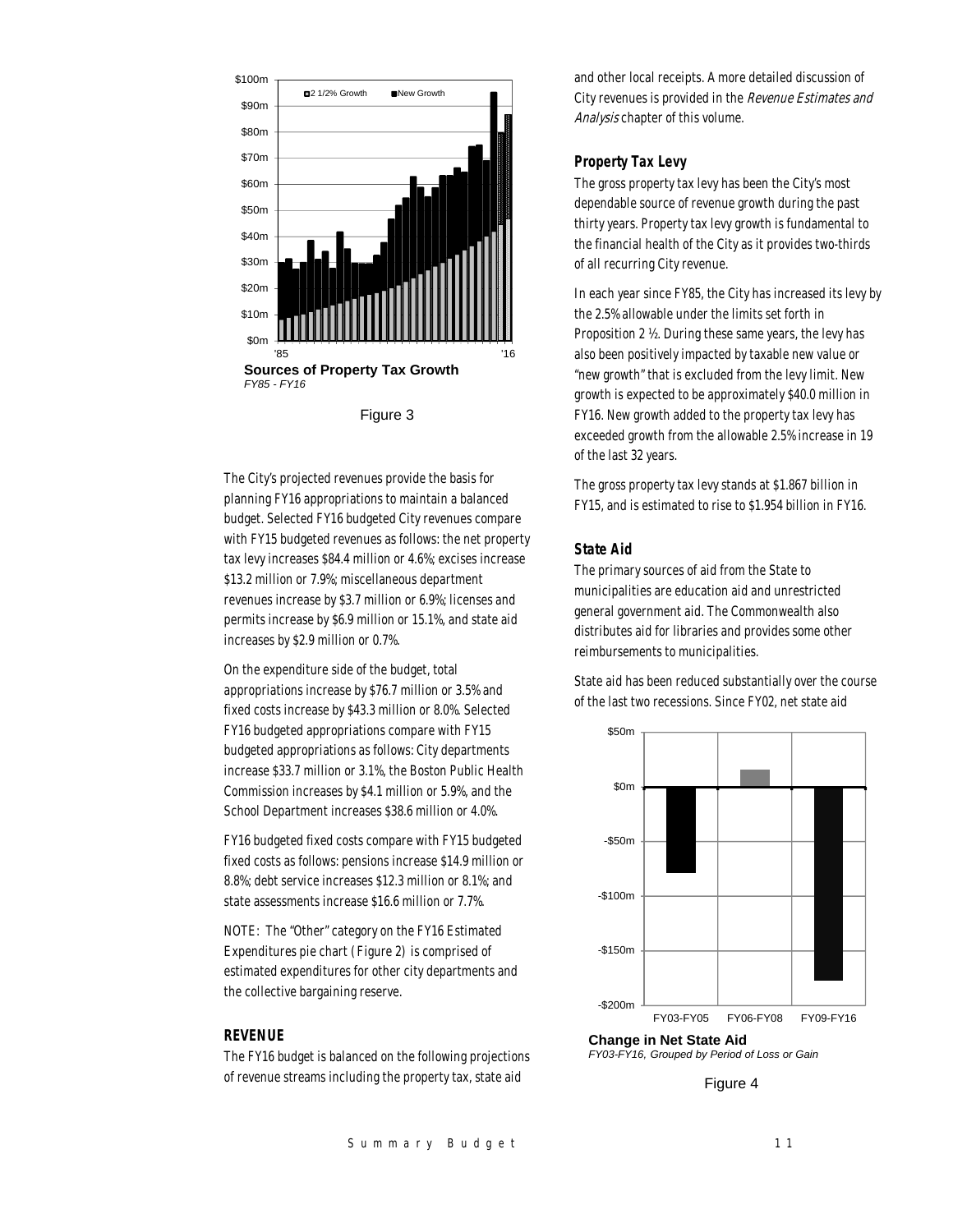Sources of Property Tax Growth
*FY85 - FY16*

Figure 3

The City's projected revenues provide the basis for planning FY16 appropriations to maintain a balanced budget. Selected FY16 budgeted City revenues compare with FY15 budgeted revenues as follows: the net property tax levy increases \$84.4 million or 4.6%; excises increase \$13.2 million or 7.9%; miscellaneous department revenues increase by \$3.7 million or 6.9%; licenses and permits increase by \$6.9 million or 15.1%, and state aid increases by \$2.9 million or 0.7%.

On the expenditure side of the budget, total appropriations increase by \$76.7 million or 3.5% and fixed costs increase by \$43.3 million or 8.0%. Selected FY16 budgeted appropriations compare with FY15 budgeted appropriations as follows: City departments increase \$33.7 million or 3.1%, the Boston Public Health Commission increases by \$4.1 million or 5.9%, and the School Department increases \$38.6 million or 4.0%.

FY16 budgeted fixed costs compare with FY15 budgeted fixed costs as follows: pensions increase \$14.9 million or 8.8%; debt service increases \$12.3 million or 8.1%; and state assessments increase \$16.6 million or 7.7%.

NOTE: The "Other" category on the FY16 Estimated Expenditures pie chart (Figure 2) is comprised of estimated expenditures for other city departments and the collective bargaining reserve.

## REVENUE

The FY16 budget is balanced on the following projections of revenue streams including the property tax, state aid and other local receipts. A more detailed discussion of City revenues is provided in the *Revenue Estimates and Analysis* chapter of this volume.

### Property Tax Levy

The gross property tax levy has been the City's most dependable source of revenue growth during the past thirty years. Property tax levy growth is fundamental to the financial health of the City as it provides two-thirds of all recurring City revenue.

In each year since FY85, the City has increased its levy by the 2.5% allowable under the limits set forth in Proposition 2 ½. During these same years, the levy has also been positively impacted by taxable new value or "new growth" that is excluded from the levy limit. New growth is expected to be approximately \$40.0 million in FY16. New growth added to the property tax levy has exceeded growth from the allowable 2.5% increase in 19 of the last 32 years.

The gross property tax levy stands at \$1.867 billion in FY15, and is estimated to rise to \$1.954 billion in FY16.

### State Aid

The primary sources of aid from the State to municipalities are education aid and unrestricted general government aid. The Commonwealth also distributes aid for libraries and provides some other reimbursements to municipalities.

State aid has been reduced substantially over the course of the last two recessions. Since FY02, net state aid

Change in Net State Aid
*FY03-FY16, Grouped by Period of Loss or Gain*

Figure 4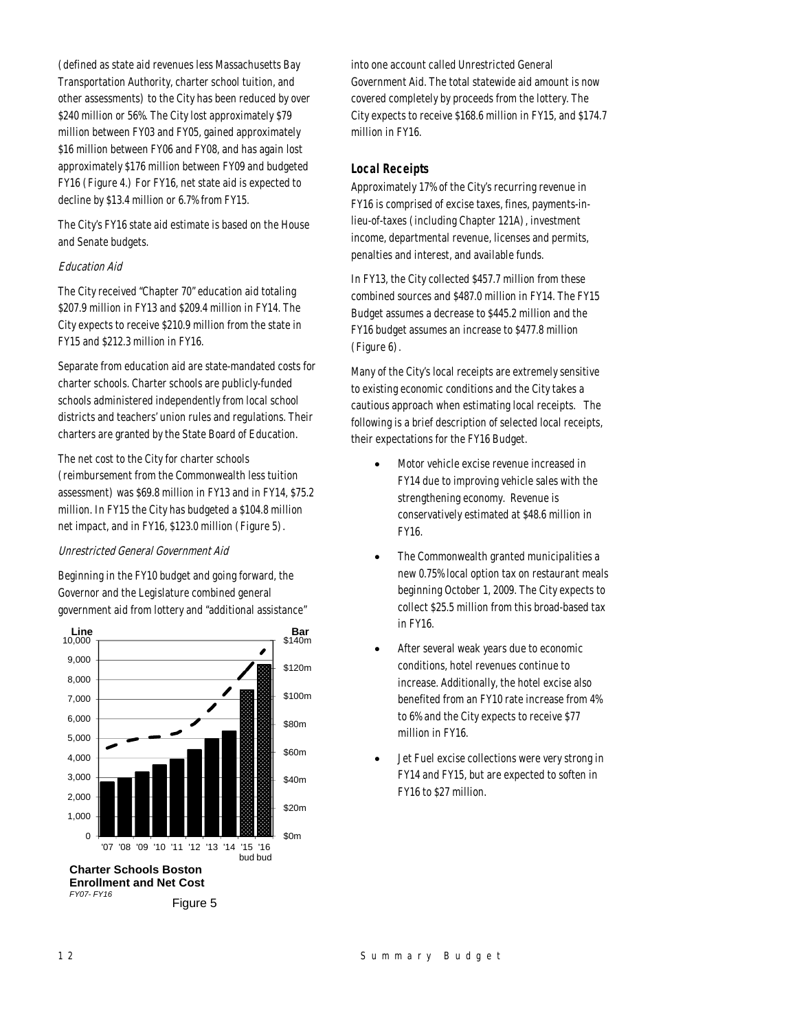(defined as state aid revenues less Massachusetts Bay Transportation Authority, charter school tuition, and other assessments) to the City has been reduced by over $240 million or 56%. The City lost approximately $79 million between FY03 and FY05, gained approximately $16 million between FY06 and FY08, and has again lost approximately $176 million between FY09 and budgeted FY16 (Figure 4.) For FY16, net state aid is expected to decline by $13.4 million or 6.7% from FY15.

The City's FY16 state aid estimate is based on the House and Senate budgets.

*Education Aid*

The City received "Chapter 70" education aid totaling $207.9 million in FY13 and $209.4 million in FY14. The City expects to receive $210.9 million from the state in FY15 and $212.3 million in FY16.

Separate from education aid are state-mandated costs for charter schools. Charter schools are publicly-funded schools administered independently from local school districts and teachers' union rules and regulations. Their charters are granted by the State Board of Education.

The net cost to the City for charter schools (reimbursement from the Commonwealth less tuition assessment) was $69.8 million in FY13 and in FY14, $75.2 million. In FY15 the City has budgeted a $104.8 million net impact, and in FY16, $123.0 million (Figure 5).

*Unrestricted General Government Aid*

Beginning in the FY10 budget and going forward, the Governor and the Legislature combined general government aid from lottery and "additional assistance" into one account called Unrestricted General Government Aid. The total statewide aid amount is now covered completely by proceeds from the lottery. The City expects to receive $168.6 million in FY15, and $174.7 million in FY16.

**Charter Schools Boston Enrollment and Net Cost**
*FY07- FY16*

Figure 5

### Local Receipts

Approximately 17% of the City's recurring revenue in FY16 is comprised of excise taxes, fines, payments-in-lieu-of-taxes (including Chapter 121A), investment income, departmental revenue, licenses and permits, penalties and interest, and available funds.

In FY13, the City collected $457.7 million from these combined sources and $487.0 million in FY14. The FY15 Budget assumes a decrease to $445.2 million and the FY16 budget assumes an increase to $477.8 million (Figure 6).

Many of the City's local receipts are extremely sensitive to existing economic conditions and the City takes a cautious approach when estimating local receipts. The following is a brief description of selected local receipts, their expectations for the FY16 Budget.

- Motor vehicle excise revenue increased in FY14 due to improving vehicle sales with the strengthening economy. Revenue is conservatively estimated at $48.6 million in FY16.
- The Commonwealth granted municipalities a new 0.75% local option tax on restaurant meals beginning October 1, 2009. The City expects to collect $25.5 million from this broad-based tax in FY16.
- After several weak years due to economic conditions, hotel revenues continue to increase. Additionally, the hotel excise also benefited from an FY10 rate increase from 4% to 6% and the City expects to receive $77 million in FY16.
- Jet Fuel excise collections were very strong in FY14 and FY15, but are expected to soften in FY16 to $27 million.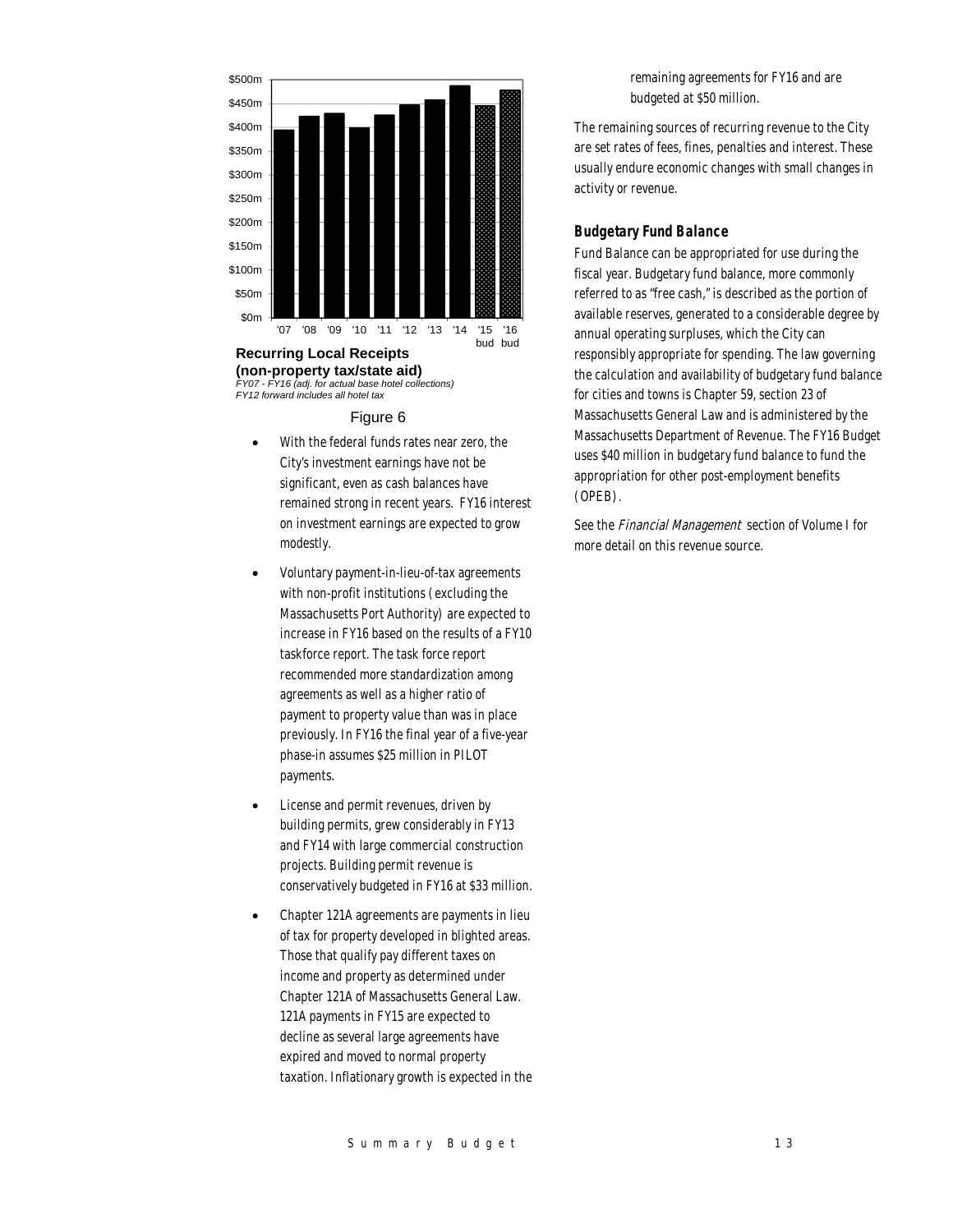**Recurring Local Receipts (non-property tax/state aid)**

*FY07 - FY16 (adj. for actual base hotel collections)*
*FY12 forward includes all hotel tax*

Figure 6

- With the federal funds rates near zero, the City's investment earnings have not be significant, even as cash balances have remained strong in recent years. FY16 interest on investment earnings are expected to grow modestly.
- Voluntary payment-in-lieu-of-tax agreements with non-profit institutions (excluding the Massachusetts Port Authority) are expected to increase in FY16 based on the results of a FY10 taskforce report. The task force report recommended more standardization among agreements as well as a higher ratio of payment to property value than was in place previously. In FY16 the final year of a five-year phase-in assumes $25 million in PILOT payments.
- License and permit revenues, driven by building permits, grew considerably in FY13 and FY14 with large commercial construction projects. Building permit revenue is conservatively budgeted in FY16 at $33 million.
- Chapter 121A agreements are payments in lieu of tax for property developed in blighted areas. Those that qualify pay different taxes on income and property as determined under Chapter 121A of Massachusetts General Law. 121A payments in FY15 are expected to decline as several large agreements have expired and moved to normal property taxation. Inflationary growth is expected in the remaining agreements for FY16 and are budgeted at $50 million.

The remaining sources of recurring revenue to the City are set rates of fees, fines, penalties and interest. These usually endure economic changes with small changes in activity or revenue.

### Budgetary Fund Balance

Fund Balance can be appropriated for use during the fiscal year. Budgetary fund balance, more commonly referred to as "free cash," is described as the portion of available reserves, generated to a considerable degree by annual operating surpluses, which the City can responsibly appropriate for spending. The law governing the calculation and availability of budgetary fund balance for cities and towns is Chapter 59, section 23 of Massachusetts General Law and is administered by the Massachusetts Department of Revenue. The FY16 Budget uses $40 million in budgetary fund balance to fund the appropriation for other post-employment benefits (OPEB).

See the *Financial Management* section of Volume I for more detail on this revenue source.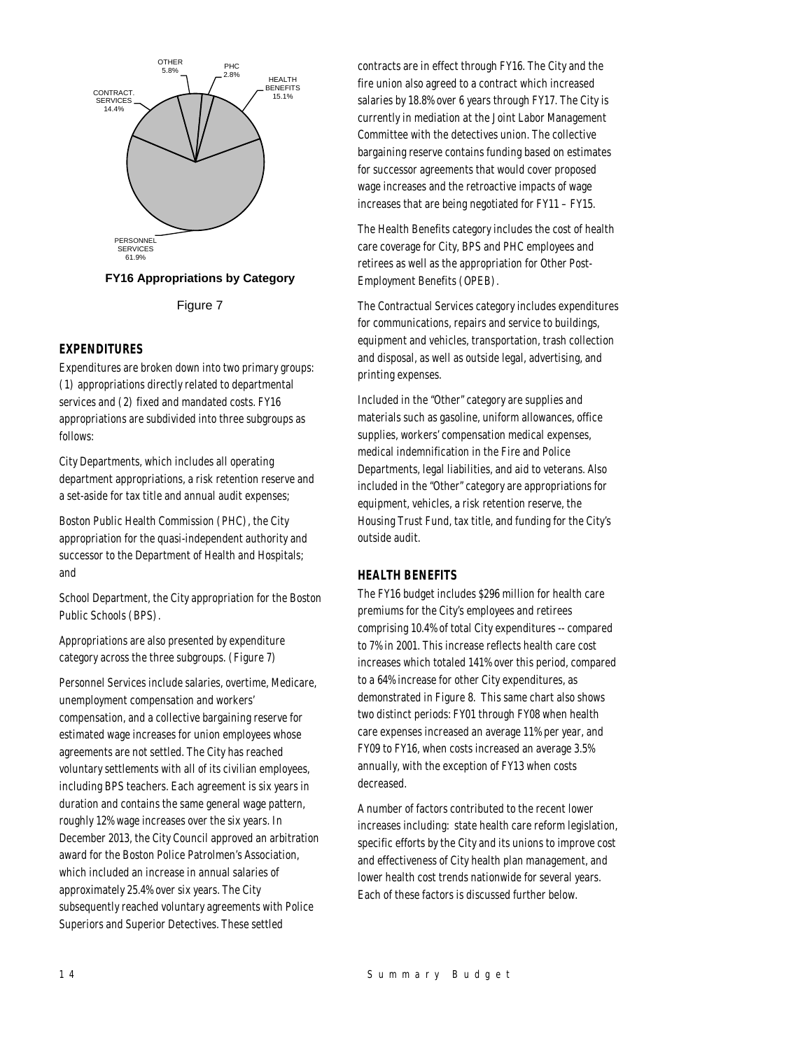OTHER 5.8%

PHC 2.8%

HEALTH BENEFITS 15.1%

CONTRACT. SERVICES 14.4%

PERSONNEL SERVICES 61.9%

**FY16 Appropriations by Category**

Figure 7

### EXPENDITURES

Expenditures are broken down into two primary groups: (1) appropriations directly related to departmental services and (2) fixed and mandated costs. FY16 appropriations are subdivided into three subgroups as follows:

City Departments, which includes all operating department appropriations, a risk retention reserve and a set-aside for tax title and annual audit expenses;

Boston Public Health Commission (PHC), the City appropriation for the quasi-independent authority and successor to the Department of Health and Hospitals; and

School Department, the City appropriation for the Boston Public Schools (BPS).

Appropriations are also presented by expenditure category across the three subgroups. (Figure 7)

Personnel Services include salaries, overtime, Medicare, unemployment compensation and workers' compensation, and a collective bargaining reserve for estimated wage increases for union employees whose agreements are not settled. The City has reached voluntary settlements with all of its civilian employees, including BPS teachers. Each agreement is six years in duration and contains the same general wage pattern, roughly 12% wage increases over the six years. In December 2013, the City Council approved an arbitration award for the Boston Police Patrolmen's Association, which included an increase in annual salaries of approximately 25.4% over six years. The City subsequently reached voluntary agreements with Police Superiors and Superior Detectives. These settled contracts are in effect through FY16. The City and the fire union also agreed to a contract which increased salaries by 18.8% over 6 years through FY17. The City is currently in mediation at the Joint Labor Management Committee with the detectives union. The collective bargaining reserve contains funding based on estimates for successor agreements that would cover proposed wage increases and the retroactive impacts of wage increases that are being negotiated for FY11 – FY15.

The Health Benefits category includes the cost of health care coverage for City, BPS and PHC employees and retirees as well as the appropriation for Other Post-Employment Benefits (OPEB).

The Contractual Services category includes expenditures for communications, repairs and service to buildings, equipment and vehicles, transportation, trash collection and disposal, as well as outside legal, advertising, and printing expenses.

Included in the "Other" category are supplies and materials such as gasoline, uniform allowances, office supplies, workers' compensation medical expenses, medical indemnification in the Fire and Police Departments, legal liabilities, and aid to veterans. Also included in the "Other" category are appropriations for equipment, vehicles, a risk retention reserve, the Housing Trust Fund, tax title, and funding for the City's outside audit.

### HEALTH BENEFITS

The FY16 budget includes $296 million for health care premiums for the City's employees and retirees comprising 10.4% of total City expenditures -- compared to 7% in 2001. This increase reflects health care cost increases which totaled 141% over this period, compared to a 64% increase for other City expenditures, as demonstrated in Figure 8. This same chart also shows two distinct periods: FY01 through FY08 when health care expenses increased an average 11% per year, and FY09 to FY16, when costs increased an average 3.5% annually, with the exception of FY13 when costs decreased.

A number of factors contributed to the recent lower increases including: state health care reform legislation, specific efforts by the City and its unions to improve cost and effectiveness of City health plan management, and lower health cost trends nationwide for several years. Each of these factors is discussed further below.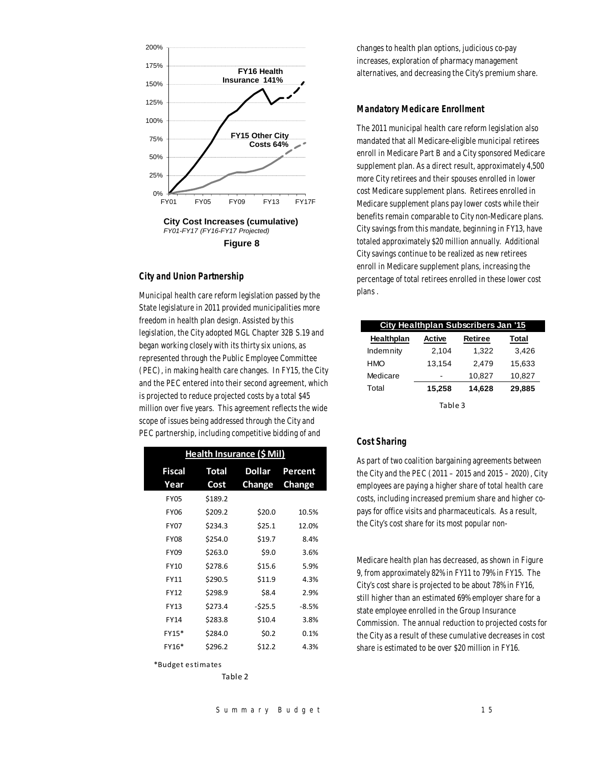FY16 Health Insurance 141%

FY15 Other City Costs 64%

**City Cost Increases (cumulative)**
*FY01-FY17 (FY16-FY17 Projected)*
**Figure 8**

### *City and Union Partnership*

Municipal health care reform legislation passed by the State legislature in 2011 provided municipalities more freedom in health plan design. Assisted by this legislation, the City adopted MGL Chapter 32B S.19 and began working closely with its thirty six unions, as represented through the Public Employee Committee (PEC), in making health care changes. In FY15, the City and the PEC entered into their second agreement, which is projected to reduce projected costs by a total $45 million over five years. This agreement reflects the wide scope of issues being addressed through the City and PEC partnership, including competitive bidding of and changes to health plan options, judicious co-pay increases, exploration of pharmacy management alternatives, and decreasing the City's premium share.

| Health Insurance ($ Mil) | | | |
|---|---|---|---|
| **Fiscal Year** | **Total Cost** | **Dollar Change** | **Percent Change** |
| FY05 | $189.2 | | |
| FY06 | $209.2 | $20.0 | 10.5% |
| FY07 | $234.3 | $25.1 | 12.0% |
| FY08 | $254.0 | $19.7 | 8.4% |
| FY09 | $263.0 | $9.0 | 3.6% |
| FY10 | $278.6 | $15.6 | 5.9% |
| FY11 | $290.5 | $11.9 | 4.3% |
| FY12 | $298.9 | $8.4 | 2.9% |
| FY13 | $273.4 | -$25.5 | -8.5% |
| FY14 | $283.8 | $10.4 | 3.8% |
| FY15* | $284.0 | $0.2 | 0.1% |
| FY16* | $296.2 | $12.2 | 4.3% |

*Budget estimates

Table 2

### *Mandatory Medicare Enrollment*

The 2011 municipal health care reform legislation also mandated that all Medicare-eligible municipal retirees enroll in Medicare Part B and a City sponsored Medicare supplement plan. As a direct result, approximately 4,500 more City retirees and their spouses enrolled in lower cost Medicare supplement plans. Retirees enrolled in Medicare supplement plans pay lower costs while their benefits remain comparable to City non-Medicare plans. City savings from this mandate, beginning in FY13, have totaled approximately $20 million annually. Additional City savings continue to be realized as new retirees enroll in Medicare supplement plans, increasing the percentage of total retirees enrolled in these lower cost plans .

| City Healthplan Subscribers Jan '15 | | | |
|---|---|---|---|
| **Healthplan** | **Active** | **Retiree** | **Total** |
| Indemnity | 2,104 | 1,322 | 3,426 |
| HMO | 13,154 | 2,479 | 15,633 |
| Medicare | - | 10,827 | 10,827 |
| Total | **15,258** | **14,628** | **29,885** |

Table 3

### *Cost Sharing*

As part of two coalition bargaining agreements between the City and the PEC (2011 – 2015 and 2015 – 2020), City employees are paying a higher share of total health care costs, including increased premium share and higher co-pays for office visits and pharmaceuticals. As a result, the City's cost share for its most popular non-Medicare health plan has decreased, as shown in Figure 9, from approximately 82% in FY11 to 79% in FY15. The City's cost share is projected to be about 78% in FY16, still higher than an estimated 69% employer share for a state employee enrolled in the Group Insurance Commission. The annual reduction to projected costs for the City as a result of these cumulative decreases in cost share is estimated to be over $20 million in FY16.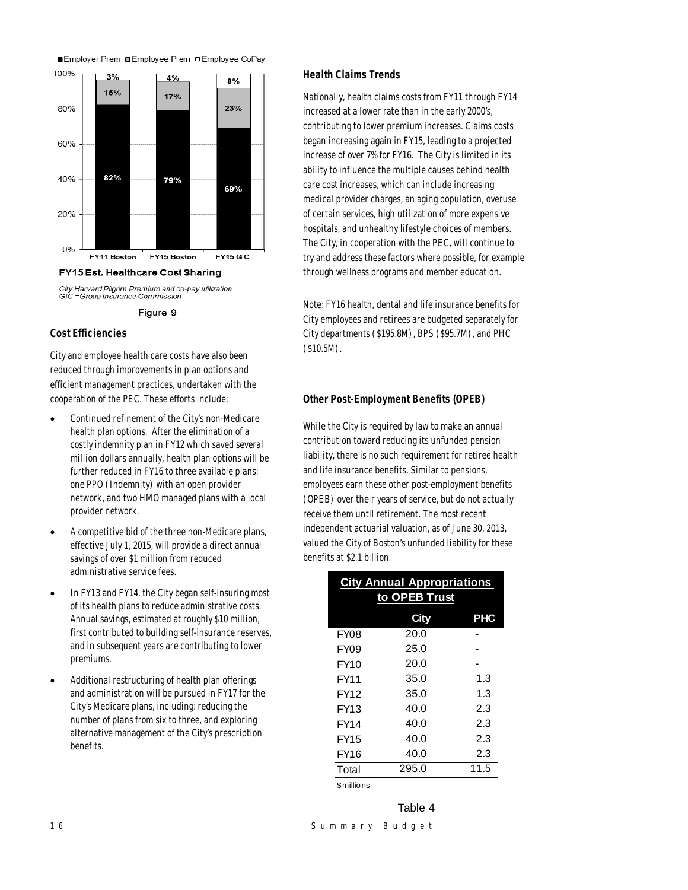■Employer Prem ■Employee Prem □Employee CoPay

| | FY11 Boston | FY15 Boston | FY15 GIC |
|---|---|---|---|
| Employee CoPay | 3% | 4% | 8% |
| Employee Prem | 15% | 17% | 23% |
| Employer Prem | 82% | 79% | 69% |

**FY15 Est. Healthcare Cost Sharing**

*City Harvard Pilgrim Premium and co-pay utilization.*
*GIC =Group Insurance Commission*

Figure 9

### Cost Efficiencies

City and employee health care costs have also been reduced through improvements in plan options and efficient management practices, undertaken with the cooperation of the PEC. These efforts include:

- Continued refinement of the City's non-Medicare health plan options. After the elimination of a costly indemnity plan in FY12 which saved several million dollars annually, health plan options will be further reduced in FY16 to three available plans: one PPO (Indemnity) with an open provider network, and two HMO managed plans with a local provider network.
- A competitive bid of the three non-Medicare plans, effective July 1, 2015, will provide a direct annual savings of over $1 million from reduced administrative service fees.
- In FY13 and FY14, the City began self-insuring most of its health plans to reduce administrative costs. Annual savings, estimated at roughly $10 million, first contributed to building self-insurance reserves, and in subsequent years are contributing to lower premiums.
- Additional restructuring of health plan offerings and administration will be pursued in FY17 for the City's Medicare plans, including: reducing the number of plans from six to three, and exploring alternative management of the City's prescription benefits.

### Health Claims Trends

Nationally, health claims costs from FY11 through FY14 increased at a lower rate than in the early 2000's, contributing to lower premium increases. Claims costs began increasing again in FY15, leading to a projected increase of over 7% for FY16. The City is limited in its ability to influence the multiple causes behind health care cost increases, which can include increasing medical provider charges, an aging population, overuse of certain services, high utilization of more expensive hospitals, and unhealthy lifestyle choices of members. The City, in cooperation with the PEC, will continue to try and address these factors where possible, for example through wellness programs and member education.

Note: FY16 health, dental and life insurance benefits for City employees and retirees are budgeted separately for City departments ($195.8M), BPS ($95.7M), and PHC ($10.5M).

### Other Post-Employment Benefits (OPEB)

While the City is required by law to make an annual contribution toward reducing its unfunded pension liability, there is no such requirement for retiree health and life insurance benefits. Similar to pensions, employees earn these other post-employment benefits (OPEB) over their years of service, but do not actually receive them until retirement. The most recent independent actuarial valuation, as of June 30, 2013, valued the City of Boston's unfunded liability for these benefits at $2.1 billion.

**City Annual Appropriations to OPEB Trust**

| | City | PHC |
|---|---|---|
| FY08 | 20.0 | - |
| FY09 | 25.0 | - |
| FY10 | 20.0 | - |
| FY11 | 35.0 | 1.3 |
| FY12 | 35.0 | 1.3 |
| FY13 | 40.0 | 2.3 |
| FY14 | 40.0 | 2.3 |
| FY15 | 40.0 | 2.3 |
| FY16 | 40.0 | 2.3 |
| Total | 295.0 | 11.5 |

$millions

Table 4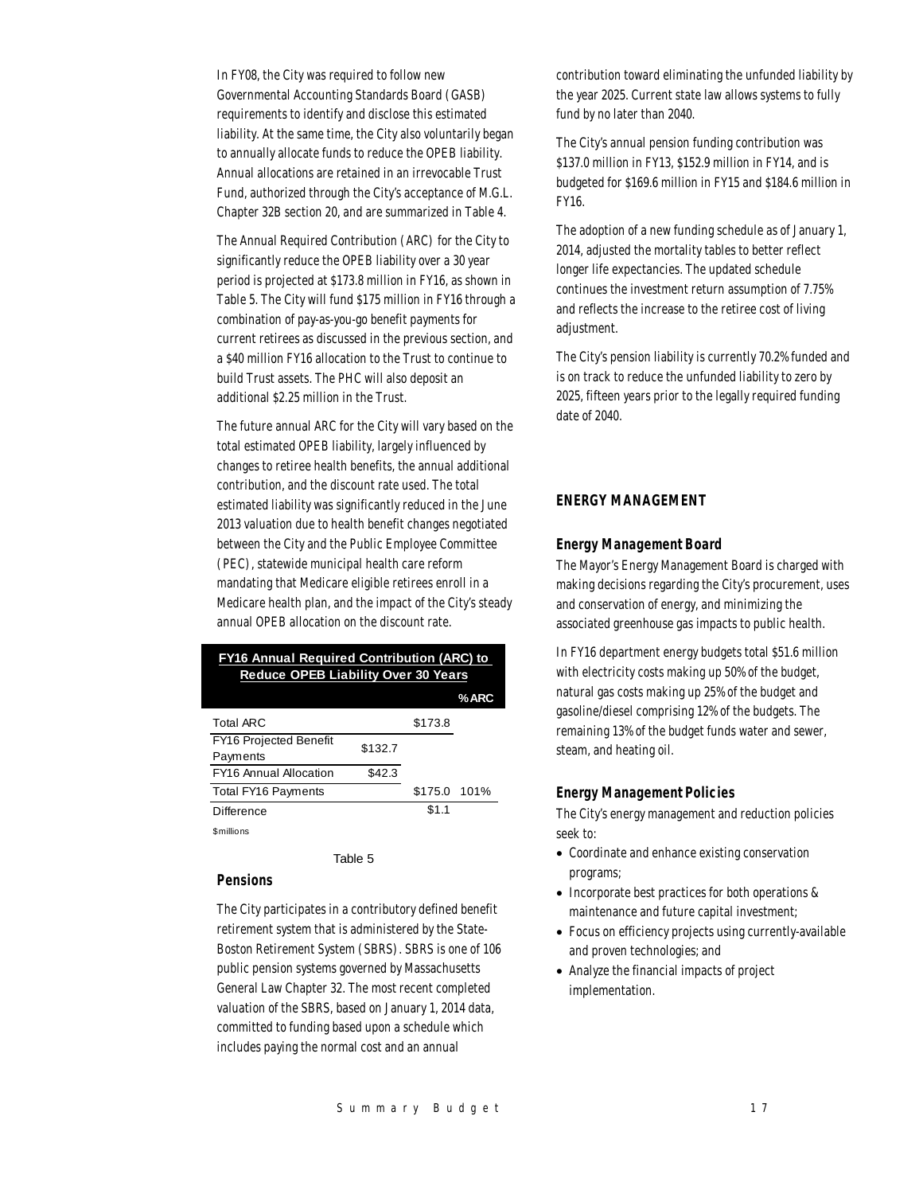In FY08, the City was required to follow new Governmental Accounting Standards Board (GASB) requirements to identify and disclose this estimated liability. At the same time, the City also voluntarily began to annually allocate funds to reduce the OPEB liability. Annual allocations are retained in an irrevocable Trust Fund, authorized through the City's acceptance of M.G.L. Chapter 32B section 20, and are summarized in Table 4.

The Annual Required Contribution (ARC) for the City to significantly reduce the OPEB liability over a 30 year period is projected at $173.8 million in FY16, as shown in Table 5. The City will fund $175 million in FY16 through a combination of pay-as-you-go benefit payments for current retirees as discussed in the previous section, and a $40 million FY16 allocation to the Trust to continue to build Trust assets. The PHC will also deposit an additional $2.25 million in the Trust.

The future annual ARC for the City will vary based on the total estimated OPEB liability, largely influenced by changes to retiree health benefits, the annual additional contribution, and the discount rate used. The total estimated liability was significantly reduced in the June 2013 valuation due to health benefit changes negotiated between the City and the Public Employee Committee (PEC), statewide municipal health care reform mandating that Medicare eligible retirees enroll in a Medicare health plan, and the impact of the City's steady annual OPEB allocation on the discount rate.

**FY16 Annual Required Contribution (ARC) to Reduce OPEB Liability Over 30 Years**

| | | | % ARC |
|---|---|---|---|
| Total ARC | | $173.8 | |
| FY16 Projected Benefit Payments | $132.7 | | |
| FY16 Annual Allocation | $42.3 | | |
| Total FY16 Payments | | $175.0 | 101% |
| Difference | | $1.1 | |

$millions

Table 5

### Pensions

The City participates in a contributory defined benefit retirement system that is administered by the State-Boston Retirement System (SBRS). SBRS is one of 106 public pension systems governed by Massachusetts General Law Chapter 32. The most recent completed valuation of the SBRS, based on January 1, 2014 data, committed to funding based upon a schedule which includes paying the normal cost and an annual contribution toward eliminating the unfunded liability by the year 2025. Current state law allows systems to fully fund by no later than 2040.

The City's annual pension funding contribution was $137.0 million in FY13, $152.9 million in FY14, and is budgeted for $169.6 million in FY15 and $184.6 million in FY16.

The adoption of a new funding schedule as of January 1, 2014, adjusted the mortality tables to better reflect longer life expectancies. The updated schedule continues the investment return assumption of 7.75% and reflects the increase to the retiree cost of living adjustment.

The City's pension liability is currently 70.2% funded and is on track to reduce the unfunded liability to zero by 2025, fifteen years prior to the legally required funding date of 2040.

## ENERGY MANAGEMENT

### Energy Management Board

The Mayor's Energy Management Board is charged with making decisions regarding the City's procurement, uses and conservation of energy, and minimizing the associated greenhouse gas impacts to public health.

In FY16 department energy budgets total $51.6 million with electricity costs making up 50% of the budget, natural gas costs making up 25% of the budget and gasoline/diesel comprising 12% of the budgets. The remaining 13% of the budget funds water and sewer, steam, and heating oil.

### Energy Management Policies

The City's energy management and reduction policies seek to:

- Coordinate and enhance existing conservation programs;
- Incorporate best practices for both operations & maintenance and future capital investment;
- Focus on efficiency projects using currently-available and proven technologies; and
- Analyze the financial impacts of project implementation.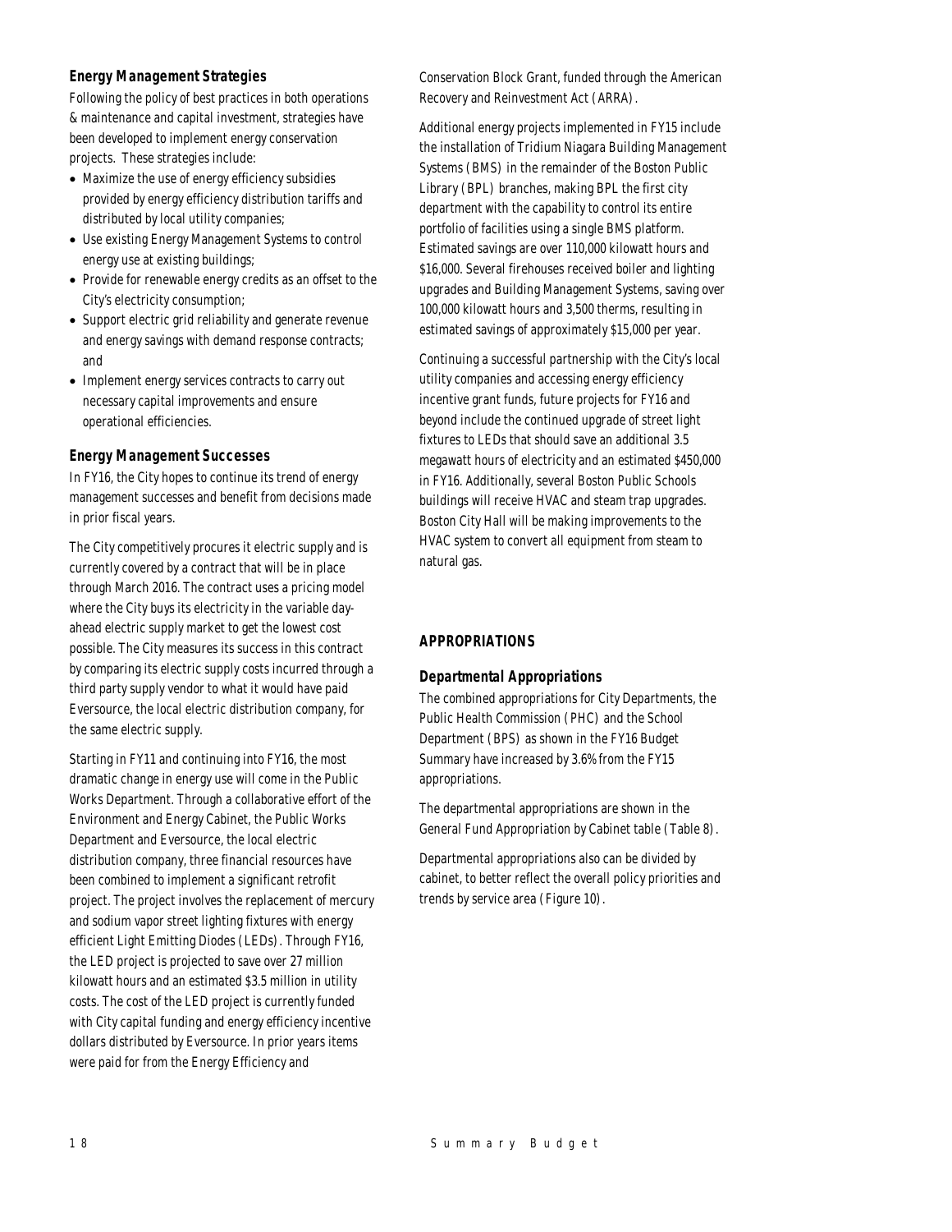### Energy Management Strategies

Following the policy of best practices in both operations & maintenance and capital investment, strategies have been developed to implement energy conservation projects. These strategies include:

- Maximize the use of energy efficiency subsidies provided by energy efficiency distribution tariffs and distributed by local utility companies;
- Use existing Energy Management Systems to control energy use at existing buildings;
- Provide for renewable energy credits as an offset to the City's electricity consumption;
- Support electric grid reliability and generate revenue and energy savings with demand response contracts; and
- Implement energy services contracts to carry out necessary capital improvements and ensure operational efficiencies.

### Energy Management Successes

In FY16, the City hopes to continue its trend of energy management successes and benefit from decisions made in prior fiscal years.

The City competitively procures it electric supply and is currently covered by a contract that will be in place through March 2016. The contract uses a pricing model where the City buys its electricity in the variable day-ahead electric supply market to get the lowest cost possible. The City measures its success in this contract by comparing its electric supply costs incurred through a third party supply vendor to what it would have paid Eversource, the local electric distribution company, for the same electric supply.

Starting in FY11 and continuing into FY16, the most dramatic change in energy use will come in the Public Works Department. Through a collaborative effort of the Environment and Energy Cabinet, the Public Works Department and Eversource, the local electric distribution company, three financial resources have been combined to implement a significant retrofit project. The project involves the replacement of mercury and sodium vapor street lighting fixtures with energy efficient Light Emitting Diodes (LEDs). Through FY16, the LED project is projected to save over 27 million kilowatt hours and an estimated $3.5 million in utility costs. The cost of the LED project is currently funded with City capital funding and energy efficiency incentive dollars distributed by Eversource. In prior years items were paid for from the Energy Efficiency and Conservation Block Grant, funded through the American Recovery and Reinvestment Act (ARRA).

Additional energy projects implemented in FY15 include the installation of Tridium Niagara Building Management Systems (BMS) in the remainder of the Boston Public Library (BPL) branches, making BPL the first city department with the capability to control its entire portfolio of facilities using a single BMS platform. Estimated savings are over 110,000 kilowatt hours and $16,000. Several firehouses received boiler and lighting upgrades and Building Management Systems, saving over 100,000 kilowatt hours and 3,500 therms, resulting in estimated savings of approximately $15,000 per year.

Continuing a successful partnership with the City's local utility companies and accessing energy efficiency incentive grant funds, future projects for FY16 and beyond include the continued upgrade of street light fixtures to LEDs that should save an additional 3.5 megawatt hours of electricity and an estimated $450,000 in FY16. Additionally, several Boston Public Schools buildings will receive HVAC and steam trap upgrades. Boston City Hall will be making improvements to the HVAC system to convert all equipment from steam to natural gas.

## APPROPRIATIONS

### Departmental Appropriations

The combined appropriations for City Departments, the Public Health Commission (PHC) and the School Department (BPS) as shown in the FY16 Budget Summary have increased by 3.6% from the FY15 appropriations.

The departmental appropriations are shown in the General Fund Appropriation by Cabinet table (Table 8).

Departmental appropriations also can be divided by cabinet, to better reflect the overall policy priorities and trends by service area (Figure 10).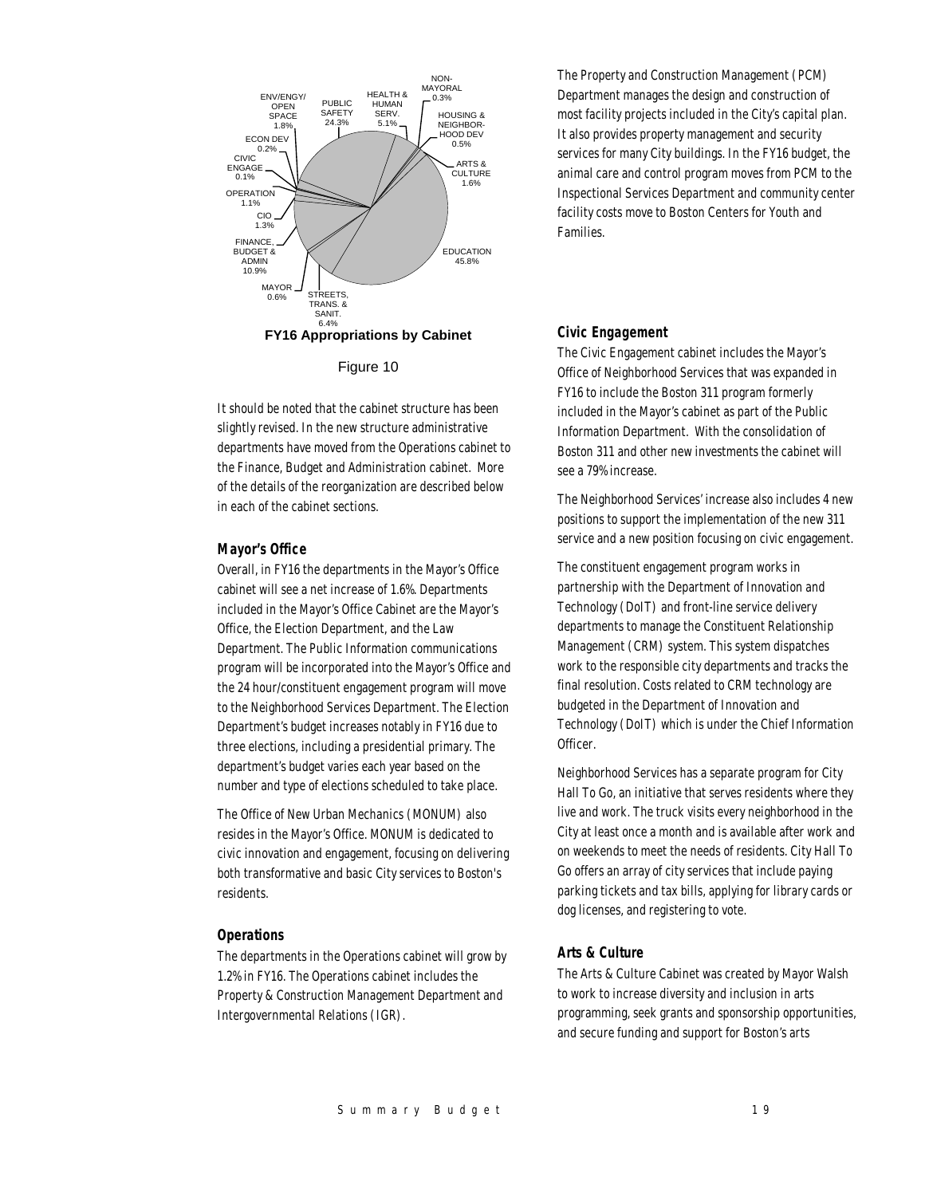**FY16 Appropriations by Cabinet**

| Cabinet | Percent |
|---|---|
| Public Safety | 24.3% |
| Health & Human Serv. | 5.1% |
| Non-Mayoral | 0.3% |
| Housing & Neighborhood Dev | 0.5% |
| Arts & Culture | 1.6% |
| Education | 45.8% |
| Streets, Trans. & Sanit. | 6.4% |
| Mayor | 0.6% |
| Finance, Budget & Admin | 10.9% |
| CIO | 1.3% |
| Operation | 1.1% |
| Civic Engage | 0.1% |
| Econ Dev | 0.2% |
| Env/Engy/Open Space | 1.8% |

Figure 10

It should be noted that the cabinet structure has been slightly revised. In the new structure administrative departments have moved from the Operations cabinet to the Finance, Budget and Administration cabinet. More of the details of the reorganization are described below in each of the cabinet sections.

### Mayor's Office

Overall, in FY16 the departments in the Mayor's Office cabinet will see a net increase of 1.6%. Departments included in the Mayor's Office Cabinet are the Mayor's Office, the Election Department, and the Law Department. The Public Information communications program will be incorporated into the Mayor's Office and the 24 hour/constituent engagement program will move to the Neighborhood Services Department. The Election Department's budget increases notably in FY16 due to three elections, including a presidential primary. The department's budget varies each year based on the number and type of elections scheduled to take place.

The Office of New Urban Mechanics (MONUM) also resides in the Mayor's Office. MONUM is dedicated to civic innovation and engagement, focusing on delivering both transformative and basic City services to Boston's residents.

### Operations

The departments in the Operations cabinet will grow by 1.2% in FY16. The Operations cabinet includes the Property & Construction Management Department and Intergovernmental Relations (IGR).

The Property and Construction Management (PCM) Department manages the design and construction of most facility projects included in the City's capital plan. It also provides property management and security services for many City buildings. In the FY16 budget, the animal care and control program moves from PCM to the Inspectional Services Department and community center facility costs move to Boston Centers for Youth and Families.

### Civic Engagement

The Civic Engagement cabinet includes the Mayor's Office of Neighborhood Services that was expanded in FY16 to include the Boston 311 program formerly included in the Mayor's cabinet as part of the Public Information Department. With the consolidation of Boston 311 and other new investments the cabinet will see a 79% increase.

The Neighborhood Services' increase also includes 4 new positions to support the implementation of the new 311 service and a new position focusing on civic engagement.

The constituent engagement program works in partnership with the Department of Innovation and Technology (DoIT) and front-line service delivery departments to manage the Constituent Relationship Management (CRM) system. This system dispatches work to the responsible city departments and tracks the final resolution. Costs related to CRM technology are budgeted in the Department of Innovation and Technology (DoIT) which is under the Chief Information Officer.

Neighborhood Services has a separate program for City Hall To Go, an initiative that serves residents where they live and work. The truck visits every neighborhood in the City at least once a month and is available after work and on weekends to meet the needs of residents. City Hall To Go offers an array of city services that include paying parking tickets and tax bills, applying for library cards or dog licenses, and registering to vote.

### Arts & Culture

The Arts & Culture Cabinet was created by Mayor Walsh to work to increase diversity and inclusion in arts programming, seek grants and sponsorship opportunities, and secure funding and support for Boston's arts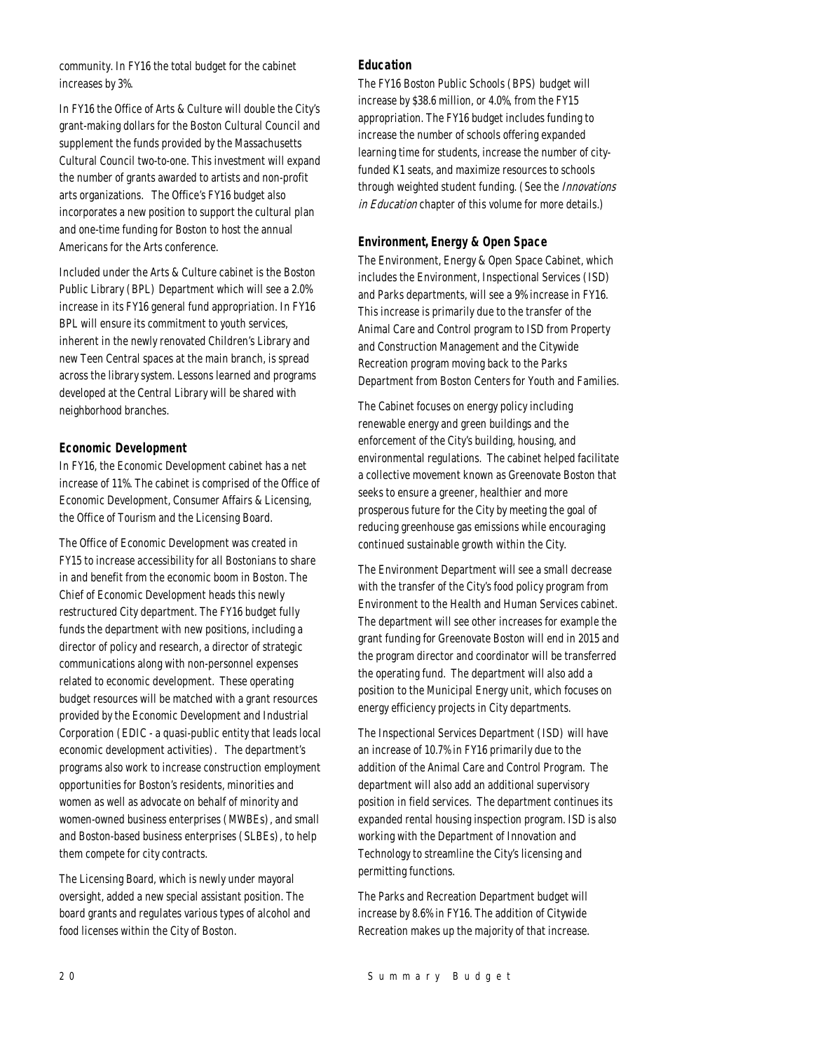community. In FY16 the total budget for the cabinet increases by 3%.

In FY16 the Office of Arts & Culture will double the City's grant-making dollars for the Boston Cultural Council and supplement the funds provided by the Massachusetts Cultural Council two-to-one. This investment will expand the number of grants awarded to artists and non-profit arts organizations. The Office's FY16 budget also incorporates a new position to support the cultural plan and one-time funding for Boston to host the annual Americans for the Arts conference.

Included under the Arts & Culture cabinet is the Boston Public Library (BPL) Department which will see a 2.0% increase in its FY16 general fund appropriation. In FY16 BPL will ensure its commitment to youth services, inherent in the newly renovated Children's Library and new Teen Central spaces at the main branch, is spread across the library system. Lessons learned and programs developed at the Central Library will be shared with neighborhood branches.

### Economic Development

In FY16, the Economic Development cabinet has a net increase of 11%. The cabinet is comprised of the Office of Economic Development, Consumer Affairs & Licensing, the Office of Tourism and the Licensing Board.

The Office of Economic Development was created in FY15 to increase accessibility for all Bostonians to share in and benefit from the economic boom in Boston. The Chief of Economic Development heads this newly restructured City department. The FY16 budget fully funds the department with new positions, including a director of policy and research, a director of strategic communications along with non-personnel expenses related to economic development. These operating budget resources will be matched with a grant resources provided by the Economic Development and Industrial Corporation (EDIC - a quasi-public entity that leads local economic development activities). The department's programs also work to increase construction employment opportunities for Boston's residents, minorities and women as well as advocate on behalf of minority and women-owned business enterprises (MWBEs), and small and Boston-based business enterprises (SLBEs), to help them compete for city contracts.

The Licensing Board, which is newly under mayoral oversight, added a new special assistant position. The board grants and regulates various types of alcohol and food licenses within the City of Boston.

### Education

The FY16 Boston Public Schools (BPS) budget will increase by $38.6 million, or 4.0%, from the FY15 appropriation. The FY16 budget includes funding to increase the number of schools offering expanded learning time for students, increase the number of city-funded K1 seats, and maximize resources to schools through weighted student funding. (See the *Innovations in Education* chapter of this volume for more details.)

### Environment, Energy & Open Space

The Environment, Energy & Open Space Cabinet, which includes the Environment, Inspectional Services (ISD) and Parks departments, will see a 9% increase in FY16. This increase is primarily due to the transfer of the Animal Care and Control program to ISD from Property and Construction Management and the Citywide Recreation program moving back to the Parks Department from Boston Centers for Youth and Families.

The Cabinet focuses on energy policy including renewable energy and green buildings and the enforcement of the City's building, housing, and environmental regulations. The cabinet helped facilitate a collective movement known as Greenovate Boston that seeks to ensure a greener, healthier and more prosperous future for the City by meeting the goal of reducing greenhouse gas emissions while encouraging continued sustainable growth within the City.

The Environment Department will see a small decrease with the transfer of the City's food policy program from Environment to the Health and Human Services cabinet. The department will see other increases for example the grant funding for Greenovate Boston will end in 2015 and the program director and coordinator will be transferred the operating fund. The department will also add a position to the Municipal Energy unit, which focuses on energy efficiency projects in City departments.

The Inspectional Services Department (ISD) will have an increase of 10.7% in FY16 primarily due to the addition of the Animal Care and Control Program. The department will also add an additional supervisory position in field services. The department continues its expanded rental housing inspection program. ISD is also working with the Department of Innovation and Technology to streamline the City's licensing and permitting functions.

The Parks and Recreation Department budget will increase by 8.6% in FY16. The addition of Citywide Recreation makes up the majority of that increase.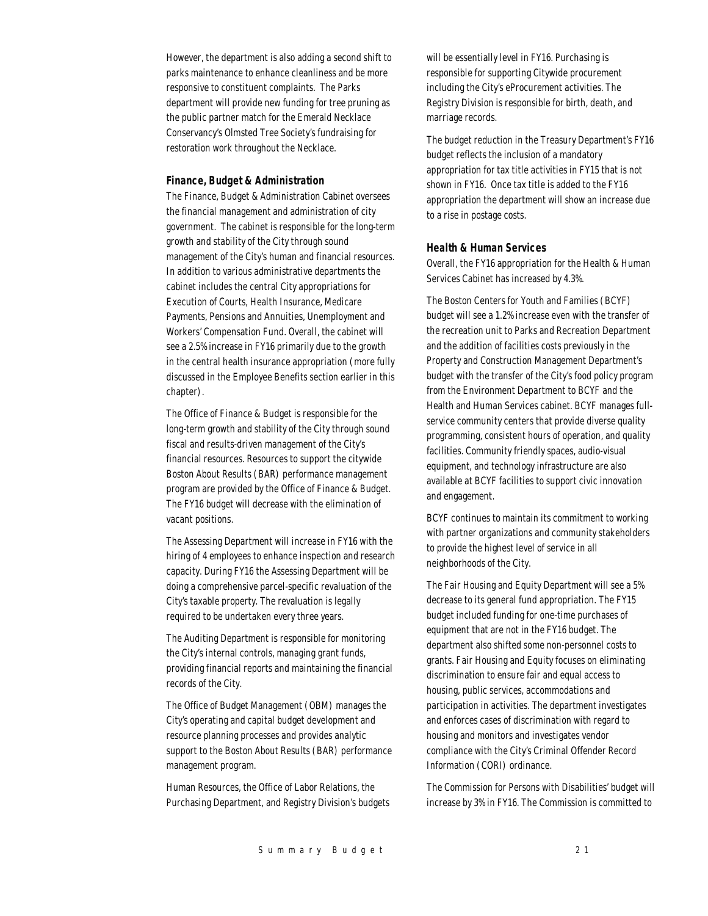However, the department is also adding a second shift to parks maintenance to enhance cleanliness and be more responsive to constituent complaints. The Parks department will provide new funding for tree pruning as the public partner match for the Emerald Necklace Conservancy's Olmsted Tree Society's fundraising for restoration work throughout the Necklace.

### *Finance, Budget & Administration*

The Finance, Budget & Administration Cabinet oversees the financial management and administration of city government. The cabinet is responsible for the long-term growth and stability of the City through sound management of the City's human and financial resources. In addition to various administrative departments the cabinet includes the central City appropriations for Execution of Courts, Health Insurance, Medicare Payments, Pensions and Annuities, Unemployment and Workers' Compensation Fund. Overall, the cabinet will see a 2.5% increase in FY16 primarily due to the growth in the central health insurance appropriation (more fully discussed in the Employee Benefits section earlier in this chapter).

The Office of Finance & Budget is responsible for the long-term growth and stability of the City through sound fiscal and results-driven management of the City's financial resources. Resources to support the citywide Boston About Results (BAR) performance management program are provided by the Office of Finance & Budget. The FY16 budget will decrease with the elimination of vacant positions.

The Assessing Department will increase in FY16 with the hiring of 4 employees to enhance inspection and research capacity. During FY16 the Assessing Department will be doing a comprehensive parcel-specific revaluation of the City's taxable property. The revaluation is legally required to be undertaken every three years.

The Auditing Department is responsible for monitoring the City's internal controls, managing grant funds, providing financial reports and maintaining the financial records of the City.

The Office of Budget Management (OBM) manages the City's operating and capital budget development and resource planning processes and provides analytic support to the Boston About Results (BAR) performance management program.

Human Resources, the Office of Labor Relations, the Purchasing Department, and Registry Division's budgets will be essentially level in FY16. Purchasing is responsible for supporting Citywide procurement including the City's eProcurement activities. The Registry Division is responsible for birth, death, and marriage records.

The budget reduction in the Treasury Department's FY16 budget reflects the inclusion of a mandatory appropriation for tax title activities in FY15 that is not shown in FY16. Once tax title is added to the FY16 appropriation the department will show an increase due to a rise in postage costs.

### *Health & Human Services*

Overall, the FY16 appropriation for the Health & Human Services Cabinet has increased by 4.3%.

The Boston Centers for Youth and Families (BCYF) budget will see a 1.2% increase even with the transfer of the recreation unit to Parks and Recreation Department and the addition of facilities costs previously in the Property and Construction Management Department's budget with the transfer of the City's food policy program from the Environment Department to BCYF and the Health and Human Services cabinet. BCYF manages full-service community centers that provide diverse quality programming, consistent hours of operation, and quality facilities. Community friendly spaces, audio-visual equipment, and technology infrastructure are also available at BCYF facilities to support civic innovation and engagement.

BCYF continues to maintain its commitment to working with partner organizations and community stakeholders to provide the highest level of service in all neighborhoods of the City.

The Fair Housing and Equity Department will see a 5% decrease to its general fund appropriation. The FY15 budget included funding for one-time purchases of equipment that are not in the FY16 budget. The department also shifted some non-personnel costs to grants. Fair Housing and Equity focuses on eliminating discrimination to ensure fair and equal access to housing, public services, accommodations and participation in activities. The department investigates and enforces cases of discrimination with regard to housing and monitors and investigates vendor compliance with the City's Criminal Offender Record Information (CORI) ordinance.

The Commission for Persons with Disabilities' budget will increase by 3% in FY16. The Commission is committed to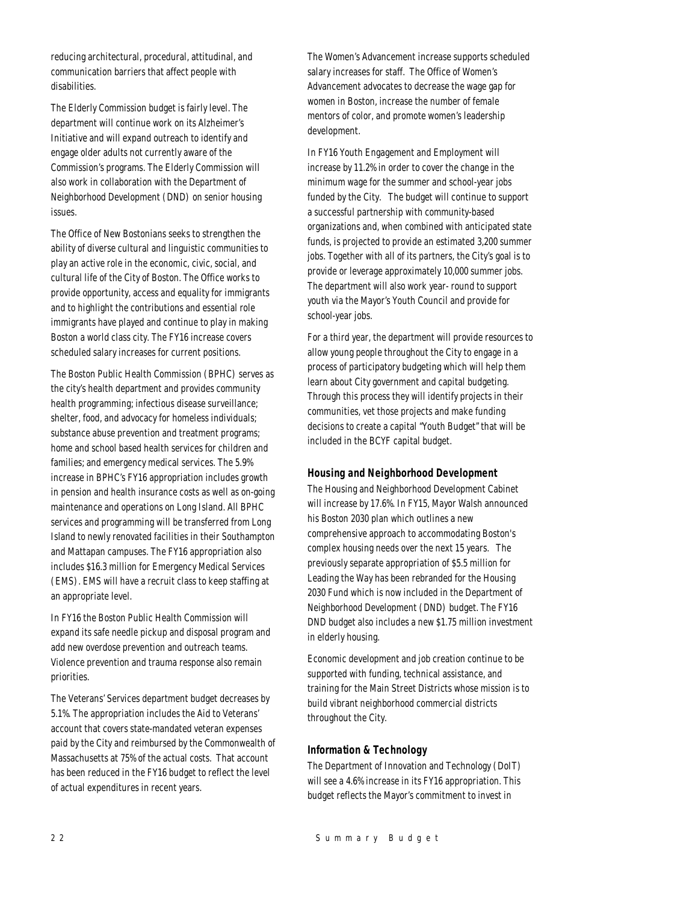reducing architectural, procedural, attitudinal, and communication barriers that affect people with disabilities.

The Elderly Commission budget is fairly level. The department will continue work on its Alzheimer's Initiative and will expand outreach to identify and engage older adults not currently aware of the Commission's programs. The Elderly Commission will also work in collaboration with the Department of Neighborhood Development (DND) on senior housing issues.

The Office of New Bostonians seeks to strengthen the ability of diverse cultural and linguistic communities to play an active role in the economic, civic, social, and cultural life of the City of Boston. The Office works to provide opportunity, access and equality for immigrants and to highlight the contributions and essential role immigrants have played and continue to play in making Boston a world class city. The FY16 increase covers scheduled salary increases for current positions.

The Boston Public Health Commission (BPHC) serves as the city's health department and provides community health programming; infectious disease surveillance; shelter, food, and advocacy for homeless individuals; substance abuse prevention and treatment programs; home and school based health services for children and families; and emergency medical services. The 5.9% increase in BPHC's FY16 appropriation includes growth in pension and health insurance costs as well as on-going maintenance and operations on Long Island. All BPHC services and programming will be transferred from Long Island to newly renovated facilities in their Southampton and Mattapan campuses. The FY16 appropriation also includes $16.3 million for Emergency Medical Services (EMS). EMS will have a recruit class to keep staffing at an appropriate level.

In FY16 the Boston Public Health Commission will expand its safe needle pickup and disposal program and add new overdose prevention and outreach teams. Violence prevention and trauma response also remain priorities.

The Veterans' Services department budget decreases by 5.1%. The appropriation includes the Aid to Veterans' account that covers state-mandated veteran expenses paid by the City and reimbursed by the Commonwealth of Massachusetts at 75% of the actual costs. That account has been reduced in the FY16 budget to reflect the level of actual expenditures in recent years.

The Women's Advancement increase supports scheduled salary increases for staff. The Office of Women's Advancement advocates to decrease the wage gap for women in Boston, increase the number of female mentors of color, and promote women's leadership development.

In FY16 Youth Engagement and Employment will increase by 11.2% in order to cover the change in the minimum wage for the summer and school-year jobs funded by the City. The budget will continue to support a successful partnership with community-based organizations and, when combined with anticipated state funds, is projected to provide an estimated 3,200 summer jobs. Together with all of its partners, the City's goal is to provide or leverage approximately 10,000 summer jobs. The department will also work year- round to support youth via the Mayor's Youth Council and provide for school-year jobs.

For a third year, the department will provide resources to allow young people throughout the City to engage in a process of participatory budgeting which will help them learn about City government and capital budgeting. Through this process they will identify projects in their communities, vet those projects and make funding decisions to create a capital "Youth Budget" that will be included in the BCYF capital budget.

### Housing and Neighborhood Development

The Housing and Neighborhood Development Cabinet will increase by 17.6%. In FY15, Mayor Walsh announced his Boston 2030 plan which outlines a new comprehensive approach to accommodating Boston's complex housing needs over the next 15 years. The previously separate appropriation of $5.5 million for Leading the Way has been rebranded for the Housing 2030 Fund which is now included in the Department of Neighborhood Development (DND) budget. The FY16 DND budget also includes a new $1.75 million investment in elderly housing.

Economic development and job creation continue to be supported with funding, technical assistance, and training for the Main Street Districts whose mission is to build vibrant neighborhood commercial districts throughout the City.

### Information & Technology

The Department of Innovation and Technology (DoIT) will see a 4.6% increase in its FY16 appropriation. This budget reflects the Mayor's commitment to invest in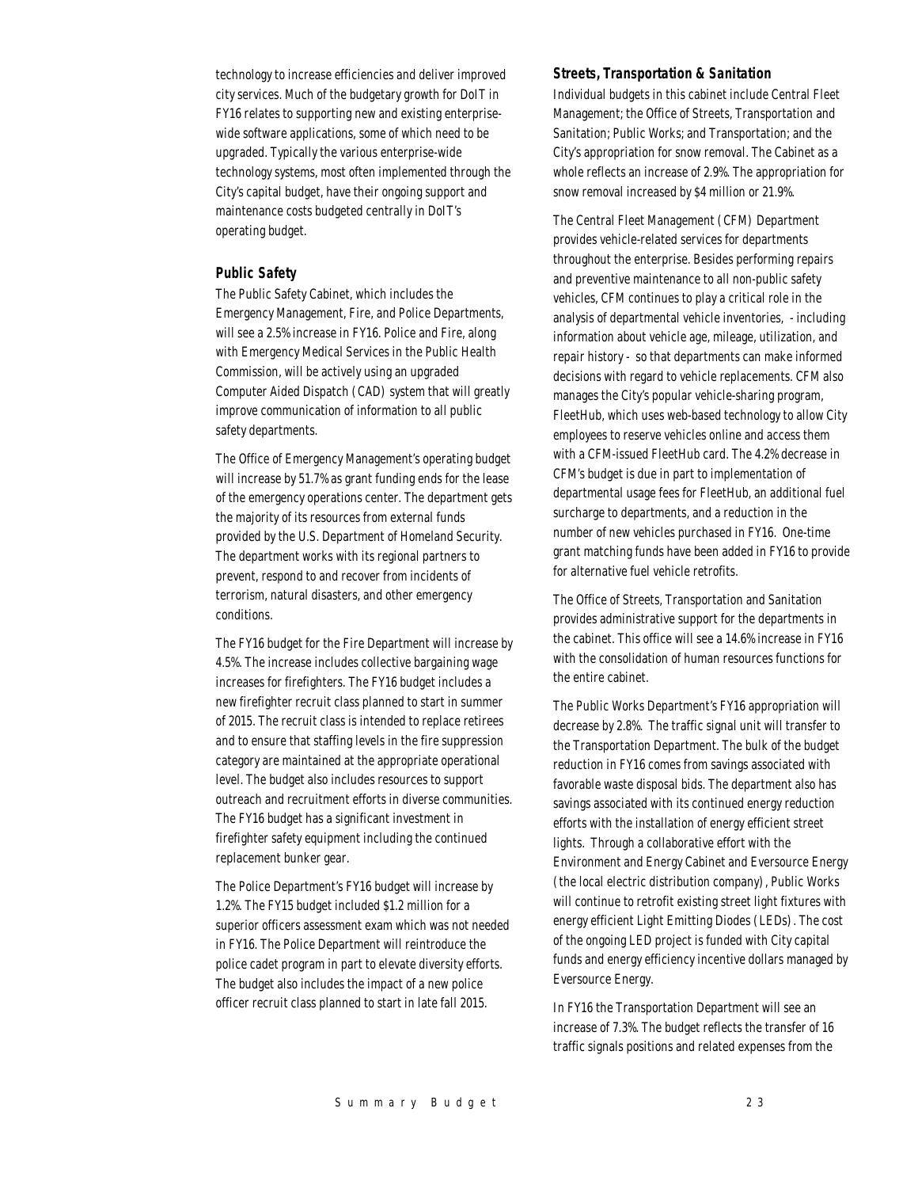technology to increase efficiencies and deliver improved city services. Much of the budgetary growth for DoIT in FY16 relates to supporting new and existing enterprise-wide software applications, some of which need to be upgraded. Typically the various enterprise-wide technology systems, most often implemented through the City's capital budget, have their ongoing support and maintenance costs budgeted centrally in DoIT's operating budget.

### *Public Safety*

The Public Safety Cabinet, which includes the Emergency Management, Fire, and Police Departments, will see a 2.5% increase in FY16. Police and Fire, along with Emergency Medical Services in the Public Health Commission, will be actively using an upgraded Computer Aided Dispatch (CAD) system that will greatly improve communication of information to all public safety departments.

The Office of Emergency Management's operating budget will increase by 51.7% as grant funding ends for the lease of the emergency operations center. The department gets the majority of its resources from external funds provided by the U.S. Department of Homeland Security. The department works with its regional partners to prevent, respond to and recover from incidents of terrorism, natural disasters, and other emergency conditions.

The FY16 budget for the Fire Department will increase by 4.5%. The increase includes collective bargaining wage increases for firefighters. The FY16 budget includes a new firefighter recruit class planned to start in summer of 2015. The recruit class is intended to replace retirees and to ensure that staffing levels in the fire suppression category are maintained at the appropriate operational level. The budget also includes resources to support outreach and recruitment efforts in diverse communities. The FY16 budget has a significant investment in firefighter safety equipment including the continued replacement bunker gear.

The Police Department's FY16 budget will increase by 1.2%. The FY15 budget included $1.2 million for a superior officers assessment exam which was not needed in FY16. The Police Department will reintroduce the police cadet program in part to elevate diversity efforts. The budget also includes the impact of a new police officer recruit class planned to start in late fall 2015.

### *Streets, Transportation & Sanitation*

Individual budgets in this cabinet include Central Fleet Management; the Office of Streets, Transportation and Sanitation; Public Works; and Transportation; and the City's appropriation for snow removal. The Cabinet as a whole reflects an increase of 2.9%. The appropriation for snow removal increased by $4 million or 21.9%.

The Central Fleet Management (CFM) Department provides vehicle-related services for departments throughout the enterprise. Besides performing repairs and preventive maintenance to all non-public safety vehicles, CFM continues to play a critical role in the analysis of departmental vehicle inventories, - including information about vehicle age, mileage, utilization, and repair history - so that departments can make informed decisions with regard to vehicle replacements. CFM also manages the City's popular vehicle-sharing program, FleetHub, which uses web-based technology to allow City employees to reserve vehicles online and access them with a CFM-issued FleetHub card. The 4.2% decrease in CFM's budget is due in part to implementation of departmental usage fees for FleetHub, an additional fuel surcharge to departments, and a reduction in the number of new vehicles purchased in FY16. One-time grant matching funds have been added in FY16 to provide for alternative fuel vehicle retrofits.

The Office of Streets, Transportation and Sanitation provides administrative support for the departments in the cabinet. This office will see a 14.6% increase in FY16 with the consolidation of human resources functions for the entire cabinet.

The Public Works Department's FY16 appropriation will decrease by 2.8%. The traffic signal unit will transfer to the Transportation Department. The bulk of the budget reduction in FY16 comes from savings associated with favorable waste disposal bids. The department also has savings associated with its continued energy reduction efforts with the installation of energy efficient street lights. Through a collaborative effort with the Environment and Energy Cabinet and Eversource Energy (the local electric distribution company), Public Works will continue to retrofit existing street light fixtures with energy efficient Light Emitting Diodes (LEDs). The cost of the ongoing LED project is funded with City capital funds and energy efficiency incentive dollars managed by Eversource Energy.

In FY16 the Transportation Department will see an increase of 7.3%. The budget reflects the transfer of 16 traffic signals positions and related expenses from the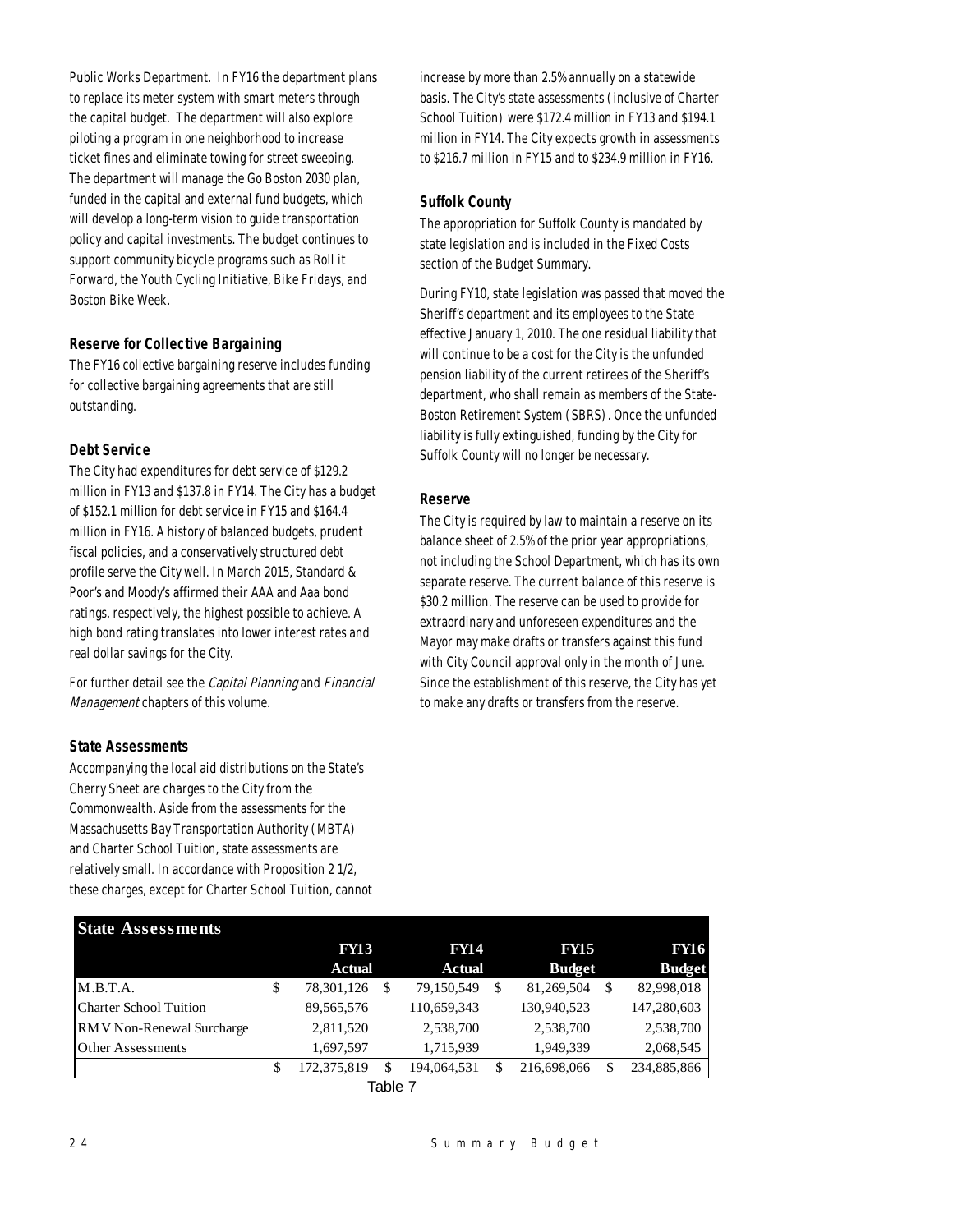Public Works Department. In FY16 the department plans to replace its meter system with smart meters through the capital budget. The department will also explore piloting a program in one neighborhood to increase ticket fines and eliminate towing for street sweeping. The department will manage the Go Boston 2030 plan, funded in the capital and external fund budgets, which will develop a long-term vision to guide transportation policy and capital investments. The budget continues to support community bicycle programs such as Roll it Forward, the Youth Cycling Initiative, Bike Fridays, and Boston Bike Week.

### Reserve for Collective Bargaining

The FY16 collective bargaining reserve includes funding for collective bargaining agreements that are still outstanding.

### Debt Service

The City had expenditures for debt service of $129.2 million in FY13 and $137.8 in FY14. The City has a budget of $152.1 million for debt service in FY15 and $164.4 million in FY16. A history of balanced budgets, prudent fiscal policies, and a conservatively structured debt profile serve the City well. In March 2015, Standard & Poor's and Moody's affirmed their AAA and Aaa bond ratings, respectively, the highest possible to achieve. A high bond rating translates into lower interest rates and real dollar savings for the City.

For further detail see the *Capital Planning* and *Financial Management* chapters of this volume.

### State Assessments

Accompanying the local aid distributions on the State's Cherry Sheet are charges to the City from the Commonwealth. Aside from the assessments for the Massachusetts Bay Transportation Authority (MBTA) and Charter School Tuition, state assessments are relatively small. In accordance with Proposition 2 1/2, these charges, except for Charter School Tuition, cannot increase by more than 2.5% annually on a statewide basis. The City's state assessments (inclusive of Charter School Tuition) were $172.4 million in FY13 and $194.1 million in FY14. The City expects growth in assessments to $216.7 million in FY15 and to $234.9 million in FY16.

### Suffolk County

The appropriation for Suffolk County is mandated by state legislation and is included in the Fixed Costs section of the Budget Summary.

During FY10, state legislation was passed that moved the Sheriff's department and its employees to the State effective January 1, 2010. The one residual liability that will continue to be a cost for the City is the unfunded pension liability of the current retirees of the Sheriff's department, who shall remain as members of the State-Boston Retirement System (SBRS). Once the unfunded liability is fully extinguished, funding by the City for Suffolk County will no longer be necessary.

### Reserve

The City is required by law to maintain a reserve on its balance sheet of 2.5% of the prior year appropriations, not including the School Department, which has its own separate reserve. The current balance of this reserve is $30.2 million. The reserve can be used to provide for extraordinary and unforeseen expenditures and the Mayor may make drafts or transfers against this fund with City Council approval only in the month of June. Since the establishment of this reserve, the City has yet to make any drafts or transfers from the reserve.

| State Assessments | FY13 Actual | FY14 Actual | FY15 Budget | FY16 Budget |
|---|---|---|---|---|
| M.B.T.A. | $ 78,301,126 | $ 79,150,549 | $ 81,269,504 | $ 82,998,018 |
| Charter School Tuition | 89,565,576 | 110,659,343 | 130,940,523 | 147,280,603 |
| RMV Non-Renewal Surcharge | 2,811,520 | 2,538,700 | 2,538,700 | 2,538,700 |
| Other Assessments | 1,697,597 | 1,715,939 | 1,949,339 | 2,068,545 |
| | $ 172,375,819 | $ 194,064,531 | $ 216,698,066 | $ 234,885,866 |

Table 7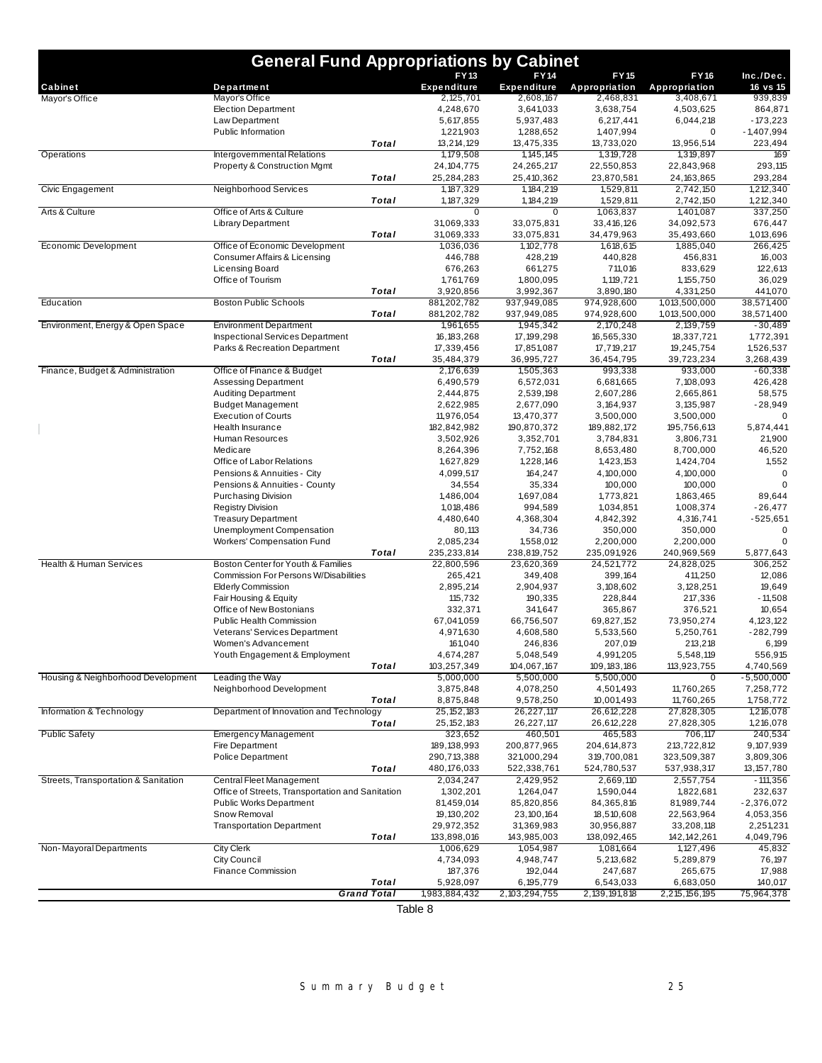# General Fund Appropriations by Cabinet

| Cabinet | Department | | FY13 Expenditure | FY14 Expenditure | FY15 Appropriation | FY16 Appropriation | Inc./Dec. 16 vs 15 |
|---|---|---|---|---|---|---|---|
| Mayor's Office | Mayor's Office | | 2,125,701 | 2,608,167 | 2,468,831 | 3,408,671 | 939,839 |
| | Election Department | | 4,248,670 | 3,641,033 | 3,638,754 | 4,503,625 | 864,871 |
| | Law Department | | 5,617,855 | 5,937,483 | 6,217,441 | 6,044,218 | -173,223 |
| | Public Information | | 1,221,903 | 1,288,652 | 1,407,994 | 0 | -1,407,994 |
| | | **Total** | 13,214,129 | 13,475,335 | 13,733,020 | 13,956,514 | 223,494 |
| Operations | Intergovernmental Relations | | 1,179,508 | 1,145,145 | 1,319,728 | 1,319,897 | 169 |
| | Property & Construction Mgmt | | 24,104,775 | 24,265,217 | 22,550,853 | 22,843,968 | 293,115 |
| | | **Total** | 25,284,283 | 25,410,362 | 23,870,581 | 24,163,865 | 293,284 |
| Civic Engagement | Neighborhood Services | | 1,187,329 | 1,184,219 | 1,529,811 | 2,742,150 | 1,212,340 |
| | | **Total** | 1,187,329 | 1,184,219 | 1,529,811 | 2,742,150 | 1,212,340 |
| Arts & Culture | Office of Arts & Culture | | 0 | 0 | 1,063,837 | 1,401,087 | 337,250 |
| | Library Department | | 31,069,333 | 33,075,831 | 33,416,126 | 34,092,573 | 676,447 |
| | | **Total** | 31,069,333 | 33,075,831 | 34,479,963 | 35,493,660 | 1,013,696 |
| Economic Development | Office of Economic Development | | 1,036,036 | 1,102,778 | 1,618,615 | 1,885,040 | 266,425 |
| | Consumer Affairs & Licensing | | 446,788 | 428,219 | 440,828 | 456,831 | 16,003 |
| | Licensing Board | | 676,263 | 661,275 | 711,016 | 833,629 | 122,613 |
| | Office of Tourism | | 1,761,769 | 1,800,095 | 1,119,721 | 1,155,750 | 36,029 |
| | | **Total** | 3,920,856 | 3,992,367 | 3,890,180 | 4,331,250 | 441,070 |
| Education | Boston Public Schools | | 881,202,782 | 937,949,085 | 974,928,600 | 1,013,500,000 | 38,571,400 |
| | | **Total** | 881,202,782 | 937,949,085 | 974,928,600 | 1,013,500,000 | 38,571,400 |
| Environment, Energy & Open Space | Environment Department | | 1,961,655 | 1,945,342 | 2,170,248 | 2,139,759 | -30,489 |
| | Inspectional Services Department | | 16,183,268 | 17,199,298 | 16,565,330 | 18,337,721 | 1,772,391 |
| | Parks & Recreation Department | | 17,339,456 | 17,851,087 | 17,719,217 | 19,245,754 | 1,526,537 |
| | | **Total** | 35,484,379 | 36,995,727 | 36,454,795 | 39,723,234 | 3,268,439 |
| Finance, Budget & Administration | Office of Finance & Budget | | 2,176,639 | 1,505,363 | 993,338 | 933,000 | -60,338 |
| | Assessing Department | | 6,490,579 | 6,572,031 | 6,681,665 | 7,108,093 | 426,428 |
| | Auditing Department | | 2,444,875 | 2,539,198 | 2,607,286 | 2,665,861 | 58,575 |
| | Budget Management | | 2,622,985 | 2,677,090 | 3,164,937 | 3,135,987 | -28,949 |
| | Execution of Courts | | 11,976,054 | 13,470,377 | 3,500,000 | 3,500,000 | 0 |
| | Health Insurance | | 182,842,982 | 190,870,372 | 189,882,172 | 195,756,613 | 5,874,441 |
| | Human Resources | | 3,502,926 | 3,352,701 | 3,784,831 | 3,806,731 | 21,900 |
| | Medicare | | 8,264,396 | 7,752,168 | 8,653,480 | 8,700,000 | 46,520 |
| | Office of Labor Relations | | 1,627,829 | 1,228,146 | 1,423,153 | 1,424,704 | 1,552 |
| | Pensions & Annuities - City | | 4,099,517 | 164,247 | 4,100,000 | 4,100,000 | 0 |
| | Pensions & Annuities - County | | 34,554 | 35,334 | 100,000 | 100,000 | 0 |
| | Purchasing Division | | 1,486,004 | 1,697,084 | 1,773,821 | 1,863,465 | 89,644 |
| | Registry Division | | 1,018,486 | 994,589 | 1,034,851 | 1,008,374 | -26,477 |
| | Treasury Department | | 4,480,640 | 4,368,304 | 4,842,392 | 4,316,741 | -525,651 |
| | Unemployment Compensation | | 80,113 | 34,736 | 350,000 | 350,000 | 0 |
| | Workers' Compensation Fund | | 2,085,234 | 1,558,012 | 2,200,000 | 2,200,000 | 0 |
| | | **Total** | 235,233,814 | 238,819,752 | 235,091,926 | 240,969,569 | 5,877,643 |
| Health & Human Services | Boston Center for Youth & Families | | 22,800,596 | 23,620,369 | 24,521,772 | 24,828,025 | 306,252 |
| | Commission For Persons W/Disabilities | | 265,421 | 349,408 | 399,164 | 411,250 | 12,086 |
| | Elderly Commission | | 2,895,214 | 2,904,937 | 3,108,602 | 3,128,251 | 19,649 |
| | Fair Housing & Equity | | 115,732 | 190,335 | 228,844 | 217,336 | -11,508 |
| | Office of New Bostonians | | 332,371 | 341,647 | 365,867 | 376,521 | 10,654 |
| | Public Health Commission | | 67,041,059 | 66,756,507 | 69,827,152 | 73,950,274 | 4,123,122 |
| | Veterans' Services Department | | 4,971,630 | 4,608,580 | 5,533,560 | 5,250,761 | -282,799 |
| | Women's Advancement | | 161,040 | 246,836 | 207,019 | 213,218 | 6,199 |
| | Youth Engagement & Employment | | 4,674,287 | 5,048,549 | 4,991,205 | 5,548,119 | 556,915 |
| | | **Total** | 103,257,349 | 104,067,167 | 109,183,186 | 113,923,755 | 4,740,569 |
| Housing & Neighborhood Development | Leading the Way | | 5,000,000 | 5,500,000 | 5,500,000 | 0 | -5,500,000 |
| | Neighborhood Development | | 3,875,848 | 4,078,250 | 4,501,493 | 11,760,265 | 7,258,772 |
| | | **Total** | 8,875,848 | 9,578,250 | 10,001,493 | 11,760,265 | 1,758,772 |
| Information & Technology | Department of Innovation and Technology | | 25,152,183 | 26,227,117 | 26,612,228 | 27,828,305 | 1,216,078 |
| | | **Total** | 25,152,183 | 26,227,117 | 26,612,228 | 27,828,305 | 1,216,078 |
| Public Safety | Emergency Management | | 323,652 | 460,501 | 465,583 | 706,117 | 240,534 |
| | Fire Department | | 189,138,993 | 200,877,965 | 204,614,873 | 213,722,812 | 9,107,939 |
| | Police Department | | 290,713,388 | 321,000,294 | 319,700,081 | 323,509,387 | 3,809,306 |
| | | **Total** | 480,176,033 | 522,338,761 | 524,780,537 | 537,938,317 | 13,157,780 |
| Streets, Transportation & Sanitation | Central Fleet Management | | 2,034,247 | 2,429,952 | 2,669,110 | 2,557,754 | -111,356 |
| | Office of Streets, Transportation and Sanitation | | 1,302,201 | 1,264,047 | 1,590,044 | 1,822,681 | 232,637 |
| | Public Works Department | | 81,459,014 | 85,820,856 | 84,365,816 | 81,989,744 | -2,376,072 |
| | Snow Removal | | 19,130,202 | 23,100,164 | 18,510,608 | 22,563,964 | 4,053,356 |
| | Transportation Department | | 29,972,352 | 31,369,983 | 30,956,887 | 33,208,118 | 2,251,231 |
| | | **Total** | 133,898,016 | 143,985,003 | 138,092,465 | 142,142,261 | 4,049,796 |
| Non-Mayoral Departments | City Clerk | | 1,006,629 | 1,054,987 | 1,081,664 | 1,127,496 | 45,832 |
| | City Council | | 4,734,093 | 4,948,747 | 5,213,682 | 5,289,879 | 76,197 |
| | Finance Commission | | 187,376 | 192,044 | 247,687 | 265,675 | 17,988 |
| | | **Total** | 5,928,097 | 6,195,779 | 6,543,033 | 6,683,050 | 140,017 |
| | | **Grand Total** | 1,983,884,432 | 2,103,294,755 | 2,139,191,818 | 2,215,156,195 | 75,964,378 |

Table 8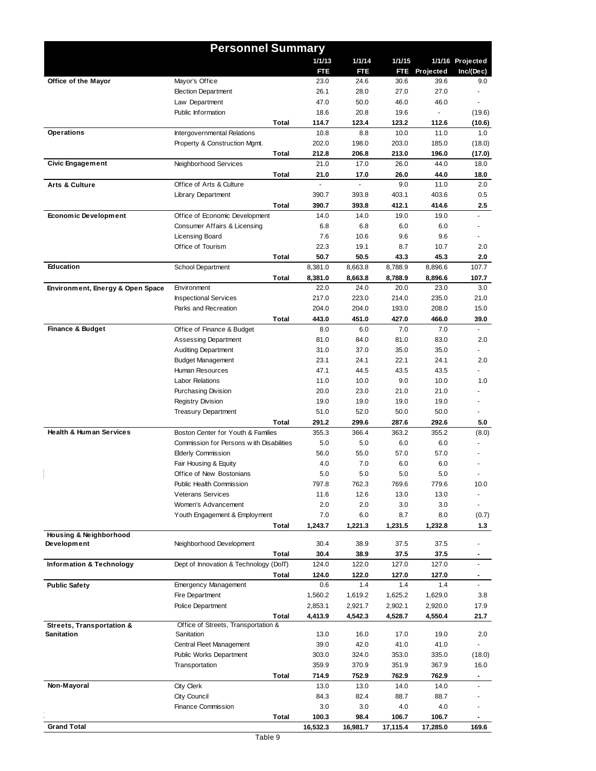# Personnel Summary

| | | 1/1/13 FTE | 1/1/14 FTE | 1/1/15 FTE | 1/1/16 Projected | Projected Inc/(Dec) |
|---|---|---|---|---|---|---|
| **Office of the Mayor** | Mayor's Office | 23.0 | 24.6 | 30.6 | 39.6 | 9.0 |
| | Election Department | 26.1 | 28.0 | 27.0 | 27.0 | - |
| | Law Department | 47.0 | 50.0 | 46.0 | 46.0 | - |
| | Public Information | 18.6 | 20.8 | 19.6 | - | (19.6) |
| | **Total** | **114.7** | **123.4** | **123.2** | **112.6** | **(10.6)** |
| **Operations** | Intergovernmental Relations | 10.8 | 8.8 | 10.0 | 11.0 | 1.0 |
| | Property & Construction Mgmt. | 202.0 | 198.0 | 203.0 | 185.0 | (18.0) |
| | **Total** | **212.8** | **206.8** | **213.0** | **196.0** | **(17.0)** |
| **Civic Engagement** | Neighborhood Services | 21.0 | 17.0 | 26.0 | 44.0 | 18.0 |
| | **Total** | **21.0** | **17.0** | **26.0** | **44.0** | **18.0** |
| **Arts & Culture** | Office of Arts & Culture | - | - | 9.0 | 11.0 | 2.0 |
| | Library Department | 390.7 | 393.8 | 403.1 | 403.6 | 0.5 |
| | **Total** | **390.7** | **393.8** | **412.1** | **414.6** | **2.5** |
| **Economic Development** | Office of Economic Development | 14.0 | 14.0 | 19.0 | 19.0 | - |
| | Consumer Affairs & Licensing | 6.8 | 6.8 | 6.0 | 6.0 | - |
| | Licensing Board | 7.6 | 10.6 | 9.6 | 9.6 | - |
| | Office of Tourism | 22.3 | 19.1 | 8.7 | 10.7 | 2.0 |
| | **Total** | **50.7** | **50.5** | **43.3** | **45.3** | **2.0** |
| **Education** | School Department | 8,381.0 | 8,663.8 | 8,788.9 | 8,896.6 | 107.7 |
| | **Total** | **8,381.0** | **8,663.8** | **8,788.9** | **8,896.6** | **107.7** |
| **Environment, Energy & Open Space** | Environment | 22.0 | 24.0 | 20.0 | 23.0 | 3.0 |
| | Inspectional Services | 217.0 | 223.0 | 214.0 | 235.0 | 21.0 |
| | Parks and Recreation | 204.0 | 204.0 | 193.0 | 208.0 | 15.0 |
| | **Total** | **443.0** | **451.0** | **427.0** | **466.0** | **39.0** |
| **Finance & Budget** | Office of Finance & Budget | 8.0 | 6.0 | 7.0 | 7.0 | - |
| | Assessing Department | 81.0 | 84.0 | 81.0 | 83.0 | 2.0 |
| | Auditing Department | 31.0 | 37.0 | 35.0 | 35.0 | - |
| | Budget Management | 23.1 | 24.1 | 22.1 | 24.1 | 2.0 |
| | Human Resources | 47.1 | 44.5 | 43.5 | 43.5 | - |
| | Labor Relations | 11.0 | 10.0 | 9.0 | 10.0 | 1.0 |
| | Purchasing Division | 20.0 | 23.0 | 21.0 | 21.0 | - |
| | Registry Division | 19.0 | 19.0 | 19.0 | 19.0 | - |
| | Treasury Department | 51.0 | 52.0 | 50.0 | 50.0 | - |
| | **Total** | **291.2** | **299.6** | **287.6** | **292.6** | **5.0** |
| **Health & Human Services** | Boston Center for Youth & Families | 355.3 | 366.4 | 363.2 | 355.2 | (8.0) |
| | Commission for Persons with Disabilities | 5.0 | 5.0 | 6.0 | 6.0 | - |
| | Elderly Commission | 56.0 | 55.0 | 57.0 | 57.0 | - |
| | Fair Housing & Equity | 4.0 | 7.0 | 6.0 | 6.0 | - |
| | Office of New Bostonians | 5.0 | 5.0 | 5.0 | 5.0 | - |
| | Public Health Commission | 797.8 | 762.3 | 769.6 | 779.6 | 10.0 |
| | Veterans Services | 11.6 | 12.6 | 13.0 | 13.0 | - |
| | Women's Advancement | 2.0 | 2.0 | 3.0 | 3.0 | - |
| | Youth Engagement & Employment | 7.0 | 6.0 | 8.7 | 8.0 | (0.7) |
| | **Total** | **1,243.7** | **1,221.3** | **1,231.5** | **1,232.8** | **1.3** |
| **Housing & Neighborhood Development** | Neighborhood Development | 30.4 | 38.9 | 37.5 | 37.5 | - |
| | **Total** | **30.4** | **38.9** | **37.5** | **37.5** | **-** |
| **Information & Technology** | Dept of Innovation & Technology (DoIT) | 124.0 | 122.0 | 127.0 | 127.0 | - |
| | **Total** | **124.0** | **122.0** | **127.0** | **127.0** | **-** |
| **Public Safety** | Emergency Management | 0.6 | 1.4 | 1.4 | 1.4 | - |
| | Fire Department | 1,560.2 | 1,619.2 | 1,625.2 | 1,629.0 | 3.8 |
| | Police Department | 2,853.1 | 2,921.7 | 2,902.1 | 2,920.0 | 17.9 |
| | **Total** | **4,413.9** | **4,542.3** | **4,528.7** | **4,550.4** | **21.7** |
| **Streets, Transportation & Sanitation** | Office of Streets, Transportation & Sanitation | 13.0 | 16.0 | 17.0 | 19.0 | 2.0 |
| | Central Fleet Management | 39.0 | 42.0 | 41.0 | 41.0 | - |
| | Public Works Department | 303.0 | 324.0 | 353.0 | 335.0 | (18.0) |
| | Transportation | 359.9 | 370.9 | 351.9 | 367.9 | 16.0 |
| | **Total** | **714.9** | **752.9** | **762.9** | **762.9** | **-** |
| **Non-Mayoral** | City Clerk | 13.0 | 13.0 | 14.0 | 14.0 | - |
| | City Council | 84.3 | 82.4 | 88.7 | 88.7 | - |
| | Finance Commission | 3.0 | 3.0 | 4.0 | 4.0 | - |
| | **Total** | **100.3** | **98.4** | **106.7** | **106.7** | **-** |
| **Grand Total** | | **16,532.3** | **16,981.7** | **17,115.4** | **17,285.0** | **169.6** |

Table 9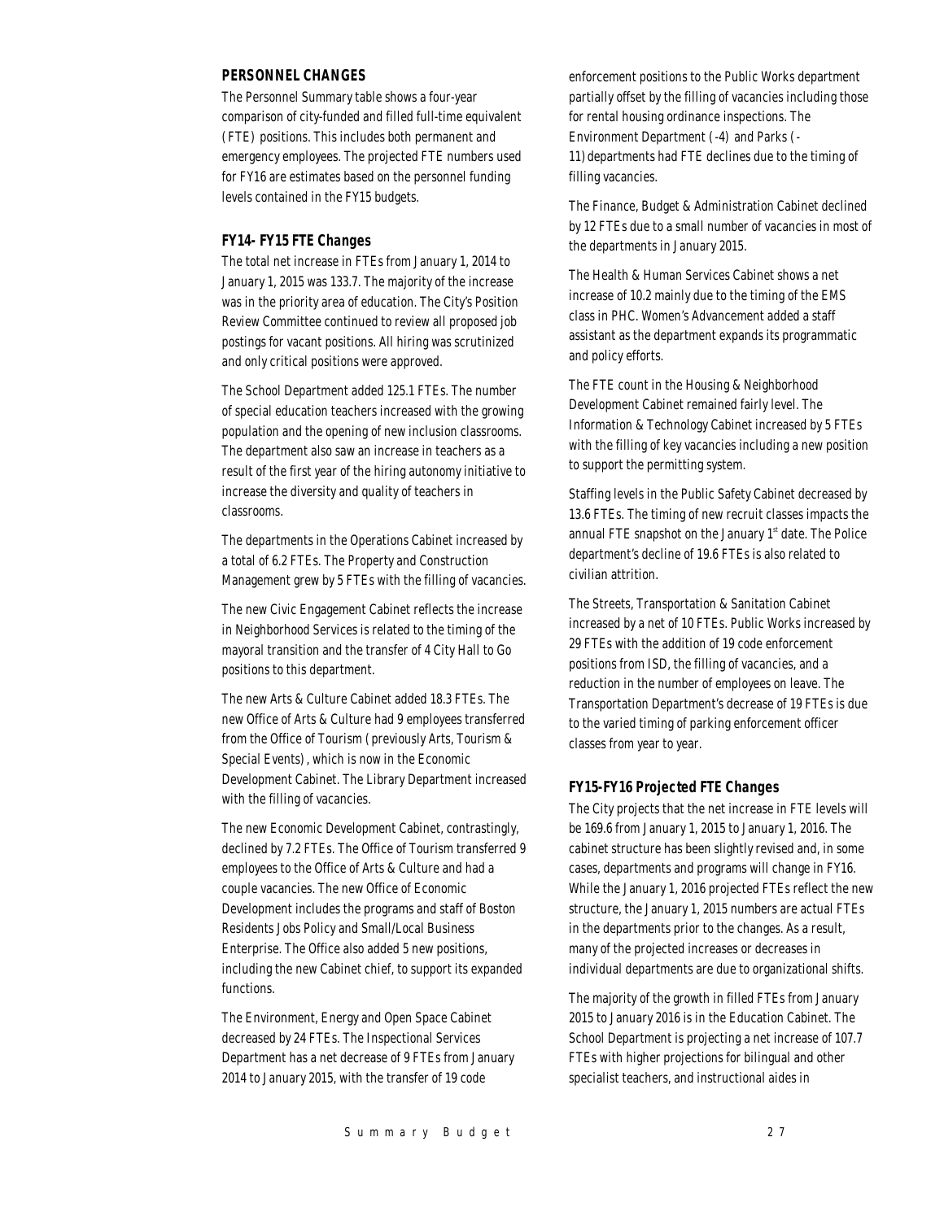## PERSONNEL CHANGES

The Personnel Summary table shows a four-year comparison of city-funded and filled full-time equivalent (FTE) positions. This includes both permanent and emergency employees. The projected FTE numbers used for FY16 are estimates based on the personnel funding levels contained in the FY15 budgets.

### FY14- FY15 FTE Changes

The total net increase in FTEs from January 1, 2014 to January 1, 2015 was 133.7. The majority of the increase was in the priority area of education. The City's Position Review Committee continued to review all proposed job postings for vacant positions. All hiring was scrutinized and only critical positions were approved.

The School Department added 125.1 FTEs. The number of special education teachers increased with the growing population and the opening of new inclusion classrooms. The department also saw an increase in teachers as a result of the first year of the hiring autonomy initiative to increase the diversity and quality of teachers in classrooms.

The departments in the Operations Cabinet increased by a total of 6.2 FTEs. The Property and Construction Management grew by 5 FTEs with the filling of vacancies.

The new Civic Engagement Cabinet reflects the increase in Neighborhood Services is related to the timing of the mayoral transition and the transfer of 4 City Hall to Go positions to this department.

The new Arts & Culture Cabinet added 18.3 FTEs. The new Office of Arts & Culture had 9 employees transferred from the Office of Tourism (previously Arts, Tourism & Special Events), which is now in the Economic Development Cabinet. The Library Department increased with the filling of vacancies.

The new Economic Development Cabinet, contrastingly, declined by 7.2 FTEs. The Office of Tourism transferred 9 employees to the Office of Arts & Culture and had a couple vacancies. The new Office of Economic Development includes the programs and staff of Boston Residents Jobs Policy and Small/Local Business Enterprise. The Office also added 5 new positions, including the new Cabinet chief, to support its expanded functions.

The Environment, Energy and Open Space Cabinet decreased by 24 FTEs. The Inspectional Services Department has a net decrease of 9 FTEs from January 2014 to January 2015, with the transfer of 19 code enforcement positions to the Public Works department partially offset by the filling of vacancies including those for rental housing ordinance inspections. The Environment Department (-4) and Parks (-11) departments had FTE declines due to the timing of filling vacancies.

The Finance, Budget & Administration Cabinet declined by 12 FTEs due to a small number of vacancies in most of the departments in January 2015.

The Health & Human Services Cabinet shows a net increase of 10.2 mainly due to the timing of the EMS class in PHC. Women's Advancement added a staff assistant as the department expands its programmatic and policy efforts.

The FTE count in the Housing & Neighborhood Development Cabinet remained fairly level. The Information & Technology Cabinet increased by 5 FTEs with the filling of key vacancies including a new position to support the permitting system.

Staffing levels in the Public Safety Cabinet decreased by 13.6 FTEs. The timing of new recruit classes impacts the annual FTE snapshot on the January 1st date. The Police department's decline of 19.6 FTEs is also related to civilian attrition.

The Streets, Transportation & Sanitation Cabinet increased by a net of 10 FTEs. Public Works increased by 29 FTEs with the addition of 19 code enforcement positions from ISD, the filling of vacancies, and a reduction in the number of employees on leave. The Transportation Department's decrease of 19 FTEs is due to the varied timing of parking enforcement officer classes from year to year.

### FY15-FY16 Projected FTE Changes

The City projects that the net increase in FTE levels will be 169.6 from January 1, 2015 to January 1, 2016. The cabinet structure has been slightly revised and, in some cases, departments and programs will change in FY16. While the January 1, 2016 projected FTEs reflect the new structure, the January 1, 2015 numbers are actual FTEs in the departments prior to the changes. As a result, many of the projected increases or decreases in individual departments are due to organizational shifts.

The majority of the growth in filled FTEs from January 2015 to January 2016 is in the Education Cabinet. The School Department is projecting a net increase of 107.7 FTEs with higher projections for bilingual and other specialist teachers, and instructional aides in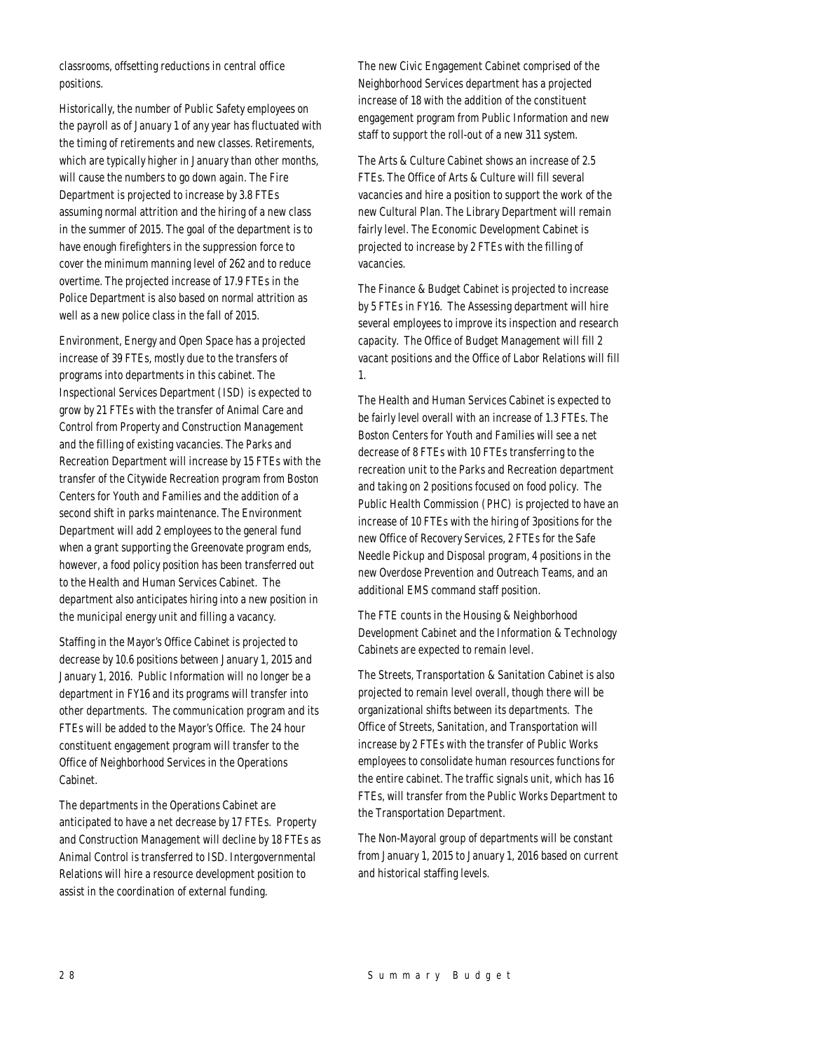classrooms, offsetting reductions in central office positions.

Historically, the number of Public Safety employees on the payroll as of January 1 of any year has fluctuated with the timing of retirements and new classes. Retirements, which are typically higher in January than other months, will cause the numbers to go down again. The Fire Department is projected to increase by 3.8 FTEs assuming normal attrition and the hiring of a new class in the summer of 2015. The goal of the department is to have enough firefighters in the suppression force to cover the minimum manning level of 262 and to reduce overtime. The projected increase of 17.9 FTEs in the Police Department is also based on normal attrition as well as a new police class in the fall of 2015.

Environment, Energy and Open Space has a projected increase of 39 FTEs, mostly due to the transfers of programs into departments in this cabinet. The Inspectional Services Department (ISD) is expected to grow by 21 FTEs with the transfer of Animal Care and Control from Property and Construction Management and the filling of existing vacancies. The Parks and Recreation Department will increase by 15 FTEs with the transfer of the Citywide Recreation program from Boston Centers for Youth and Families and the addition of a second shift in parks maintenance. The Environment Department will add 2 employees to the general fund when a grant supporting the Greenovate program ends, however, a food policy position has been transferred out to the Health and Human Services Cabinet. The department also anticipates hiring into a new position in the municipal energy unit and filling a vacancy.

Staffing in the Mayor's Office Cabinet is projected to decrease by 10.6 positions between January 1, 2015 and January 1, 2016. Public Information will no longer be a department in FY16 and its programs will transfer into other departments. The communication program and its FTEs will be added to the Mayor's Office. The 24 hour constituent engagement program will transfer to the Office of Neighborhood Services in the Operations Cabinet.

The departments in the Operations Cabinet are anticipated to have a net decrease by 17 FTEs. Property and Construction Management will decline by 18 FTEs as Animal Control is transferred to ISD. Intergovernmental Relations will hire a resource development position to assist in the coordination of external funding.

The new Civic Engagement Cabinet comprised of the Neighborhood Services department has a projected increase of 18 with the addition of the constituent engagement program from Public Information and new staff to support the roll-out of a new 311 system.

The Arts & Culture Cabinet shows an increase of 2.5 FTEs. The Office of Arts & Culture will fill several vacancies and hire a position to support the work of the new Cultural Plan. The Library Department will remain fairly level. The Economic Development Cabinet is projected to increase by 2 FTEs with the filling of vacancies.

The Finance & Budget Cabinet is projected to increase by 5 FTEs in FY16. The Assessing department will hire several employees to improve its inspection and research capacity. The Office of Budget Management will fill 2 vacant positions and the Office of Labor Relations will fill 1.

The Health and Human Services Cabinet is expected to be fairly level overall with an increase of 1.3 FTEs. The Boston Centers for Youth and Families will see a net decrease of 8 FTEs with 10 FTEs transferring to the recreation unit to the Parks and Recreation department and taking on 2 positions focused on food policy. The Public Health Commission (PHC) is projected to have an increase of 10 FTEs with the hiring of 3positions for the new Office of Recovery Services, 2 FTEs for the Safe Needle Pickup and Disposal program, 4 positions in the new Overdose Prevention and Outreach Teams, and an additional EMS command staff position.

The FTE counts in the Housing & Neighborhood Development Cabinet and the Information & Technology Cabinets are expected to remain level.

The Streets, Transportation & Sanitation Cabinet is also projected to remain level overall, though there will be organizational shifts between its departments. The Office of Streets, Sanitation, and Transportation will increase by 2 FTEs with the transfer of Public Works employees to consolidate human resources functions for the entire cabinet. The traffic signals unit, which has 16 FTEs, will transfer from the Public Works Department to the Transportation Department.

The Non-Mayoral group of departments will be constant from January 1, 2015 to January 1, 2016 based on current and historical staffing levels.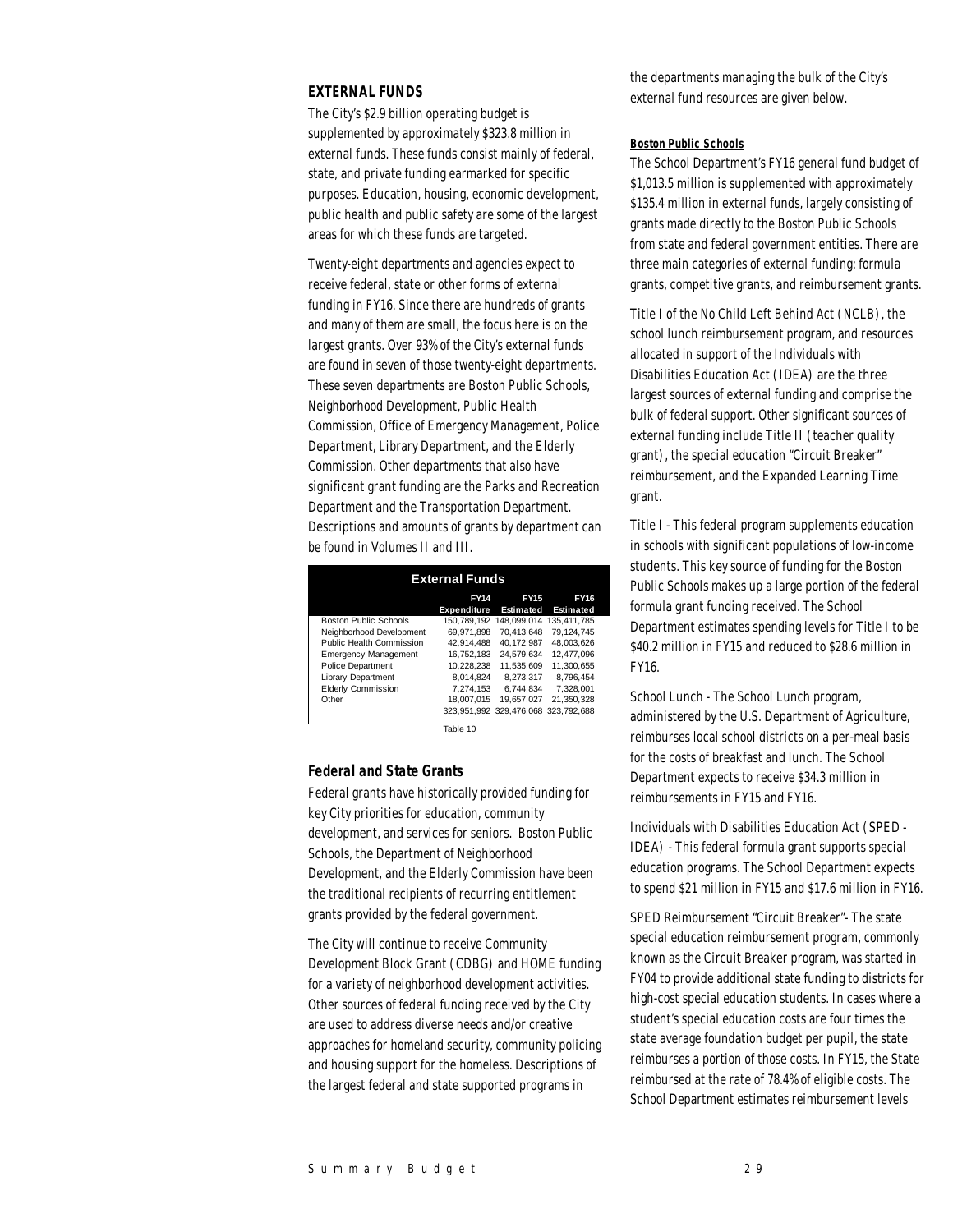## EXTERNAL FUNDS

The City's $2.9 billion operating budget is supplemented by approximately $323.8 million in external funds. These funds consist mainly of federal, state, and private funding earmarked for specific purposes. Education, housing, economic development, public health and public safety are some of the largest areas for which these funds are targeted.

Twenty-eight departments and agencies expect to receive federal, state or other forms of external funding in FY16. Since there are hundreds of grants and many of them are small, the focus here is on the largest grants. Over 93% of the City's external funds are found in seven of those twenty-eight departments. These seven departments are Boston Public Schools, Neighborhood Development, Public Health Commission, Office of Emergency Management, Police Department, Library Department, and the Elderly Commission. Other departments that also have significant grant funding are the Parks and Recreation Department and the Transportation Department. Descriptions and amounts of grants by department can be found in Volumes II and III.

**External Funds**

| | FY14 Expenditure | FY15 Estimated | FY16 Estimated |
|---|---|---|---|
| Boston Public Schools | 150,789,192 | 148,099,014 | 135,411,785 |
| Neighborhood Development | 69,971,898 | 70,413,648 | 79,124,745 |
| Public Health Commission | 42,914,488 | 40,172,987 | 48,003,626 |
| Emergency Management | 16,752,183 | 24,579,634 | 12,477,096 |
| Police Department | 10,228,238 | 11,535,609 | 11,300,655 |
| Library Department | 8,014,824 | 8,273,317 | 8,796,454 |
| Elderly Commission | 7,274,153 | 6,744,834 | 7,328,001 |
| Other | 18,007,015 | 19,657,027 | 21,350,328 |
| | 323,951,992 | 329,476,068 | 323,792,688 |

Table 10

### Federal and State Grants

Federal grants have historically provided funding for key City priorities for education, community development, and services for seniors. Boston Public Schools, the Department of Neighborhood Development, and the Elderly Commission have been the traditional recipients of recurring entitlement grants provided by the federal government.

The City will continue to receive Community Development Block Grant (CDBG) and HOME funding for a variety of neighborhood development activities. Other sources of federal funding received by the City are used to address diverse needs and/or creative approaches for homeland security, community policing and housing support for the homeless. Descriptions of the largest federal and state supported programs in the departments managing the bulk of the City's external fund resources are given below.

#### Boston Public Schools

The School Department's FY16 general fund budget of $1,013.5 million is supplemented with approximately $135.4 million in external funds, largely consisting of grants made directly to the Boston Public Schools from state and federal government entities. There are three main categories of external funding: formula grants, competitive grants, and reimbursement grants.

Title I of the No Child Left Behind Act (NCLB), the school lunch reimbursement program, and resources allocated in support of the Individuals with Disabilities Education Act (IDEA) are the three largest sources of external funding and comprise the bulk of federal support. Other significant sources of external funding include Title II (teacher quality grant), the special education "Circuit Breaker" reimbursement, and the Expanded Learning Time grant.

Title I - This federal program supplements education in schools with significant populations of low-income students. This key source of funding for the Boston Public Schools makes up a large portion of the federal formula grant funding received. The School Department estimates spending levels for Title I to be $40.2 million in FY15 and reduced to $28.6 million in FY16.

School Lunch - The School Lunch program, administered by the U.S. Department of Agriculture, reimburses local school districts on a per-meal basis for the costs of breakfast and lunch. The School Department expects to receive $34.3 million in reimbursements in FY15 and FY16.

Individuals with Disabilities Education Act (SPED - IDEA) - This federal formula grant supports special education programs. The School Department expects to spend $21 million in FY15 and $17.6 million in FY16.

SPED Reimbursement "Circuit Breaker"- The state special education reimbursement program, commonly known as the Circuit Breaker program, was started in FY04 to provide additional state funding to districts for high-cost special education students. In cases where a student's special education costs are four times the state average foundation budget per pupil, the state reimburses a portion of those costs. In FY15, the State reimbursed at the rate of 78.4% of eligible costs. The School Department estimates reimbursement levels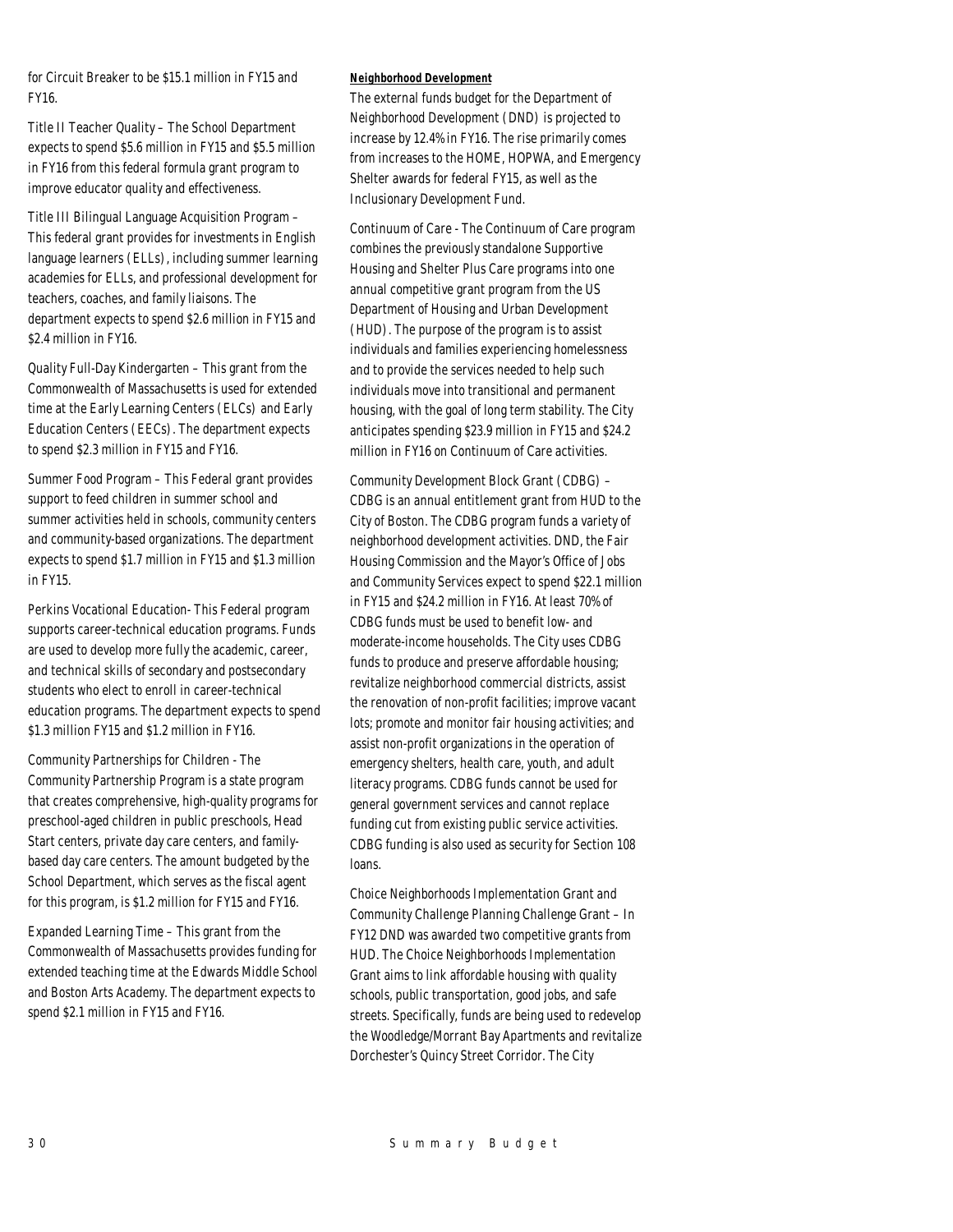for Circuit Breaker to be $15.1 million in FY15 and FY16.

Title II Teacher Quality – The School Department expects to spend $5.6 million in FY15 and $5.5 million in FY16 from this federal formula grant program to improve educator quality and effectiveness.

Title III Bilingual Language Acquisition Program – This federal grant provides for investments in English language learners (ELLs), including summer learning academies for ELLs, and professional development for teachers, coaches, and family liaisons. The department expects to spend $2.6 million in FY15 and $2.4 million in FY16.

Quality Full-Day Kindergarten – This grant from the Commonwealth of Massachusetts is used for extended time at the Early Learning Centers (ELCs) and Early Education Centers (EECs). The department expects to spend $2.3 million in FY15 and FY16.

Summer Food Program – This Federal grant provides support to feed children in summer school and summer activities held in schools, community centers and community-based organizations. The department expects to spend $1.7 million in FY15 and $1.3 million in FY15.

Perkins Vocational Education- This Federal program supports career-technical education programs. Funds are used to develop more fully the academic, career, and technical skills of secondary and postsecondary students who elect to enroll in career-technical education programs. The department expects to spend $1.3 million FY15 and $1.2 million in FY16.

Community Partnerships for Children - The Community Partnership Program is a state program that creates comprehensive, high-quality programs for preschool-aged children in public preschools, Head Start centers, private day care centers, and family-based day care centers. The amount budgeted by the School Department, which serves as the fiscal agent for this program, is $1.2 million for FY15 and FY16.

Expanded Learning Time – This grant from the Commonwealth of Massachusetts provides funding for extended teaching time at the Edwards Middle School and Boston Arts Academy. The department expects to spend $2.1 million in FY15 and FY16.

**Neighborhood Development**

The external funds budget for the Department of Neighborhood Development (DND) is projected to increase by 12.4% in FY16. The rise primarily comes from increases to the HOME, HOPWA, and Emergency Shelter awards for federal FY15, as well as the Inclusionary Development Fund.

Continuum of Care - The Continuum of Care program combines the previously standalone Supportive Housing and Shelter Plus Care programs into one annual competitive grant program from the US Department of Housing and Urban Development (HUD). The purpose of the program is to assist individuals and families experiencing homelessness and to provide the services needed to help such individuals move into transitional and permanent housing, with the goal of long term stability. The City anticipates spending $23.9 million in FY15 and $24.2 million in FY16 on Continuum of Care activities.

Community Development Block Grant (CDBG) – CDBG is an annual entitlement grant from HUD to the City of Boston. The CDBG program funds a variety of neighborhood development activities. DND, the Fair Housing Commission and the Mayor's Office of Jobs and Community Services expect to spend $22.1 million in FY15 and $24.2 million in FY16. At least 70% of CDBG funds must be used to benefit low- and moderate-income households. The City uses CDBG funds to produce and preserve affordable housing; revitalize neighborhood commercial districts, assist the renovation of non-profit facilities; improve vacant lots; promote and monitor fair housing activities; and assist non-profit organizations in the operation of emergency shelters, health care, youth, and adult literacy programs. CDBG funds cannot be used for general government services and cannot replace funding cut from existing public service activities. CDBG funding is also used as security for Section 108 loans.

Choice Neighborhoods Implementation Grant and Community Challenge Planning Challenge Grant – In FY12 DND was awarded two competitive grants from HUD. The Choice Neighborhoods Implementation Grant aims to link affordable housing with quality schools, public transportation, good jobs, and safe streets. Specifically, funds are being used to redevelop the Woodledge/Morrant Bay Apartments and revitalize Dorchester's Quincy Street Corridor. The City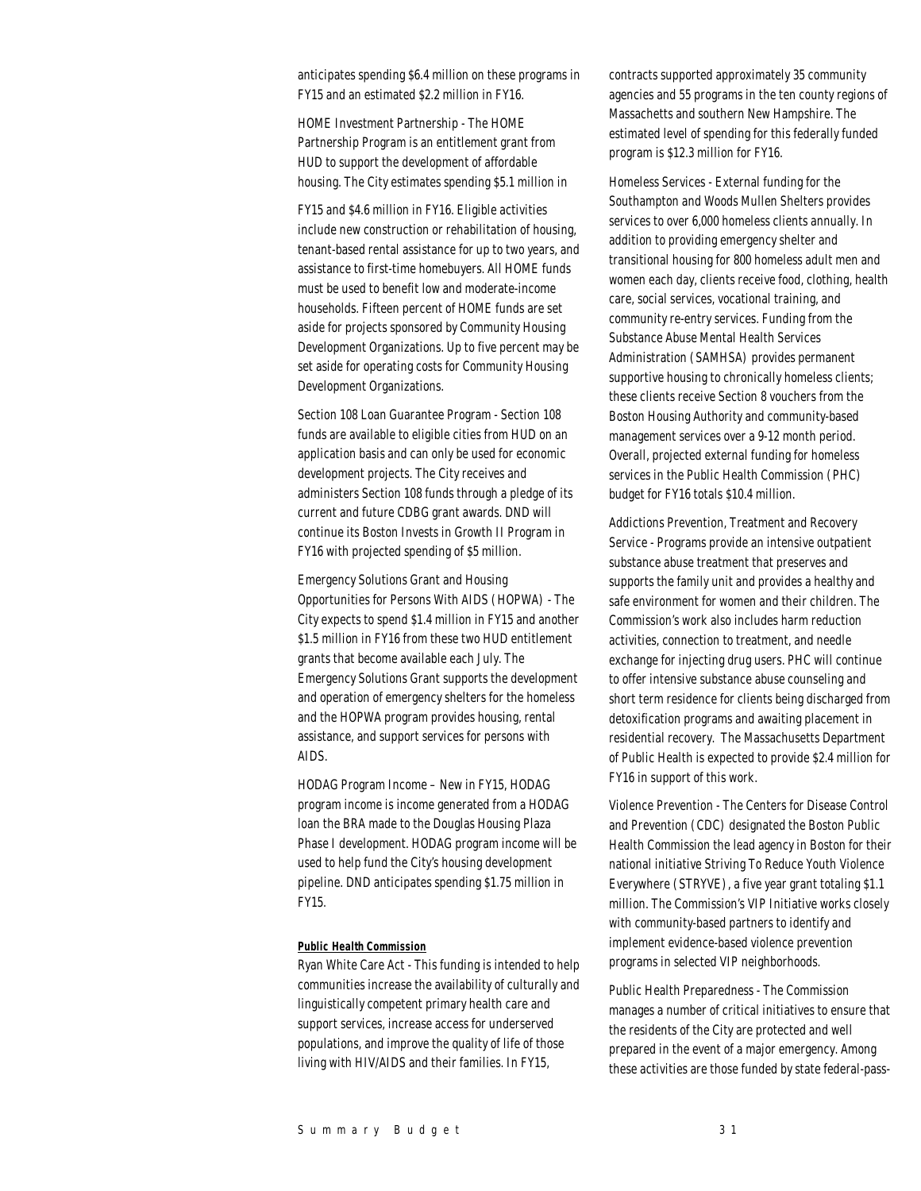anticipates spending $6.4 million on these programs in FY15 and an estimated $2.2 million in FY16.

HOME Investment Partnership - The HOME Partnership Program is an entitlement grant from HUD to support the development of affordable housing. The City estimates spending $5.1 million in FY15 and $4.6 million in FY16. Eligible activities include new construction or rehabilitation of housing, tenant-based rental assistance for up to two years, and assistance to first-time homebuyers. All HOME funds must be used to benefit low and moderate-income households. Fifteen percent of HOME funds are set aside for projects sponsored by Community Housing Development Organizations. Up to five percent may be set aside for operating costs for Community Housing Development Organizations.

Section 108 Loan Guarantee Program - Section 108 funds are available to eligible cities from HUD on an application basis and can only be used for economic development projects. The City receives and administers Section 108 funds through a pledge of its current and future CDBG grant awards. DND will continue its Boston Invests in Growth II Program in FY16 with projected spending of $5 million.

Emergency Solutions Grant and Housing Opportunities for Persons With AIDS (HOPWA) - The City expects to spend $1.4 million in FY15 and another $1.5 million in FY16 from these two HUD entitlement grants that become available each July. The Emergency Solutions Grant supports the development and operation of emergency shelters for the homeless and the HOPWA program provides housing, rental assistance, and support services for persons with AIDS.

HODAG Program Income – New in FY15, HODAG program income is income generated from a HODAG loan the BRA made to the Douglas Housing Plaza Phase I development. HODAG program income will be used to help fund the City's housing development pipeline. DND anticipates spending $1.75 million in FY15.

**Public Health Commission**

Ryan White Care Act - This funding is intended to help communities increase the availability of culturally and linguistically competent primary health care and support services, increase access for underserved populations, and improve the quality of life of those living with HIV/AIDS and their families. In FY15, contracts supported approximately 35 community agencies and 55 programs in the ten county regions of Massachetts and southern New Hampshire. The estimated level of spending for this federally funded program is $12.3 million for FY16.

Homeless Services - External funding for the Southampton and Woods Mullen Shelters provides services to over 6,000 homeless clients annually. In addition to providing emergency shelter and transitional housing for 800 homeless adult men and women each day, clients receive food, clothing, health care, social services, vocational training, and community re-entry services. Funding from the Substance Abuse Mental Health Services Administration (SAMHSA) provides permanent supportive housing to chronically homeless clients; these clients receive Section 8 vouchers from the Boston Housing Authority and community-based management services over a 9-12 month period. Overall, projected external funding for homeless services in the Public Health Commission (PHC) budget for FY16 totals $10.4 million.

Addictions Prevention, Treatment and Recovery Service - Programs provide an intensive outpatient substance abuse treatment that preserves and supports the family unit and provides a healthy and safe environment for women and their children. The Commission's work also includes harm reduction activities, connection to treatment, and needle exchange for injecting drug users. PHC will continue to offer intensive substance abuse counseling and short term residence for clients being discharged from detoxification programs and awaiting placement in residential recovery. The Massachusetts Department of Public Health is expected to provide $2.4 million for FY16 in support of this work.

Violence Prevention - The Centers for Disease Control and Prevention (CDC) designated the Boston Public Health Commission the lead agency in Boston for their national initiative Striving To Reduce Youth Violence Everywhere (STRYVE), a five year grant totaling $1.1 million. The Commission's VIP Initiative works closely with community-based partners to identify and implement evidence-based violence prevention programs in selected VIP neighborhoods.

Public Health Preparedness - The Commission manages a number of critical initiatives to ensure that the residents of the City are protected and well prepared in the event of a major emergency. Among these activities are those funded by state federal-pass-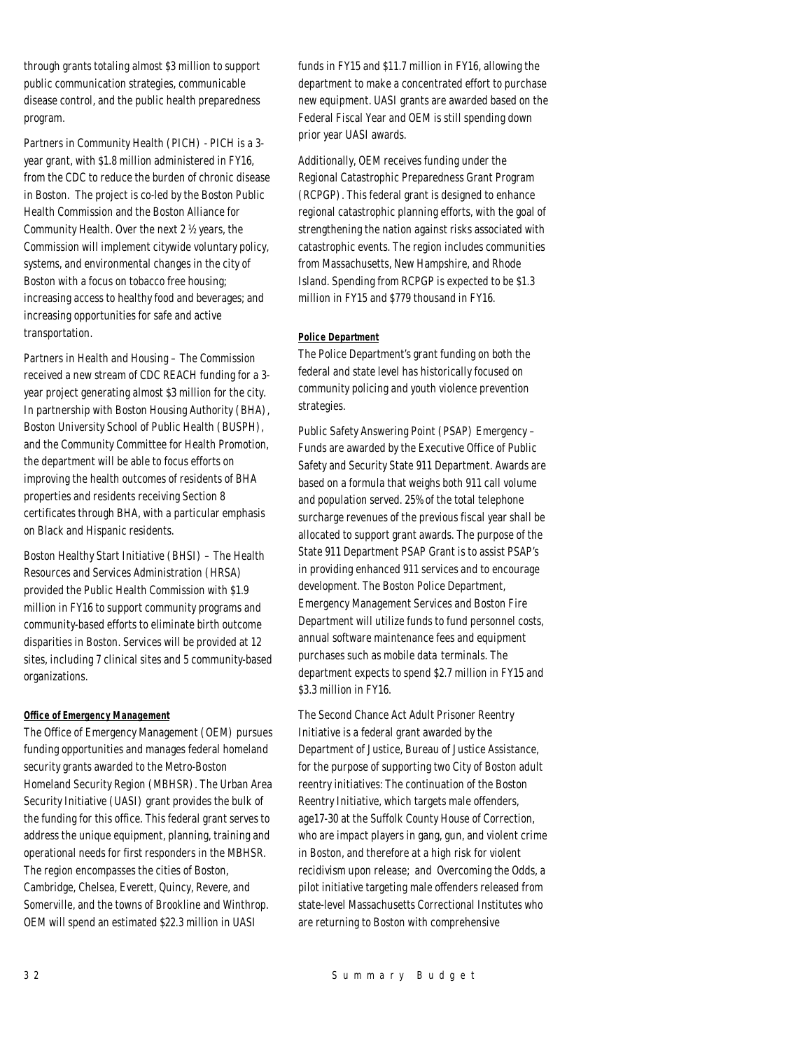through grants totaling almost $3 million to support public communication strategies, communicable disease control, and the public health preparedness program.

Partners in Community Health (PICH) - PICH is a 3-year grant, with $1.8 million administered in FY16, from the CDC to reduce the burden of chronic disease in Boston. The project is co-led by the Boston Public Health Commission and the Boston Alliance for Community Health. Over the next 2 ½ years, the Commission will implement citywide voluntary policy, systems, and environmental changes in the city of Boston with a focus on tobacco free housing; increasing access to healthy food and beverages; and increasing opportunities for safe and active transportation.

Partners in Health and Housing – The Commission received a new stream of CDC REACH funding for a 3-year project generating almost $3 million for the city. In partnership with Boston Housing Authority (BHA), Boston University School of Public Health (BUSPH), and the Community Committee for Health Promotion, the department will be able to focus efforts on improving the health outcomes of residents of BHA properties and residents receiving Section 8 certificates through BHA, with a particular emphasis on Black and Hispanic residents.

Boston Healthy Start Initiative (BHSI) – The Health Resources and Services Administration (HRSA) provided the Public Health Commission with $1.9 million in FY16 to support community programs and community-based efforts to eliminate birth outcome disparities in Boston. Services will be provided at 12 sites, including 7 clinical sites and 5 community-based organizations.

**Office of Emergency Management**

The Office of Emergency Management (OEM) pursues funding opportunities and manages federal homeland security grants awarded to the Metro-Boston Homeland Security Region (MBHSR). The Urban Area Security Initiative (UASI) grant provides the bulk of the funding for this office. This federal grant serves to address the unique equipment, planning, training and operational needs for first responders in the MBHSR. The region encompasses the cities of Boston, Cambridge, Chelsea, Everett, Quincy, Revere, and Somerville, and the towns of Brookline and Winthrop. OEM will spend an estimated $22.3 million in UASI funds in FY15 and $11.7 million in FY16, allowing the department to make a concentrated effort to purchase new equipment. UASI grants are awarded based on the Federal Fiscal Year and OEM is still spending down prior year UASI awards.

Additionally, OEM receives funding under the Regional Catastrophic Preparedness Grant Program (RCPGP). This federal grant is designed to enhance regional catastrophic planning efforts, with the goal of strengthening the nation against risks associated with catastrophic events. The region includes communities from Massachusetts, New Hampshire, and Rhode Island. Spending from RCPGP is expected to be $1.3 million in FY15 and $779 thousand in FY16.

**Police Department**

The Police Department's grant funding on both the federal and state level has historically focused on community policing and youth violence prevention strategies.

Public Safety Answering Point (PSAP) Emergency – Funds are awarded by the Executive Office of Public Safety and Security State 911 Department. Awards are based on a formula that weighs both 911 call volume and population served. 25% of the total telephone surcharge revenues of the previous fiscal year shall be allocated to support grant awards. The purpose of the State 911 Department PSAP Grant is to assist PSAP's in providing enhanced 911 services and to encourage development. The Boston Police Department, Emergency Management Services and Boston Fire Department will utilize funds to fund personnel costs, annual software maintenance fees and equipment purchases such as mobile data terminals. The department expects to spend $2.7 million in FY15 and $3.3 million in FY16.

The Second Chance Act Adult Prisoner Reentry Initiative is a federal grant awarded by the Department of Justice, Bureau of Justice Assistance, for the purpose of supporting two City of Boston adult reentry initiatives: The continuation of the Boston Reentry Initiative, which targets male offenders, age17-30 at the Suffolk County House of Correction, who are impact players in gang, gun, and violent crime in Boston, and therefore at a high risk for violent recidivism upon release; and Overcoming the Odds, a pilot initiative targeting male offenders released from state-level Massachusetts Correctional Institutes who are returning to Boston with comprehensive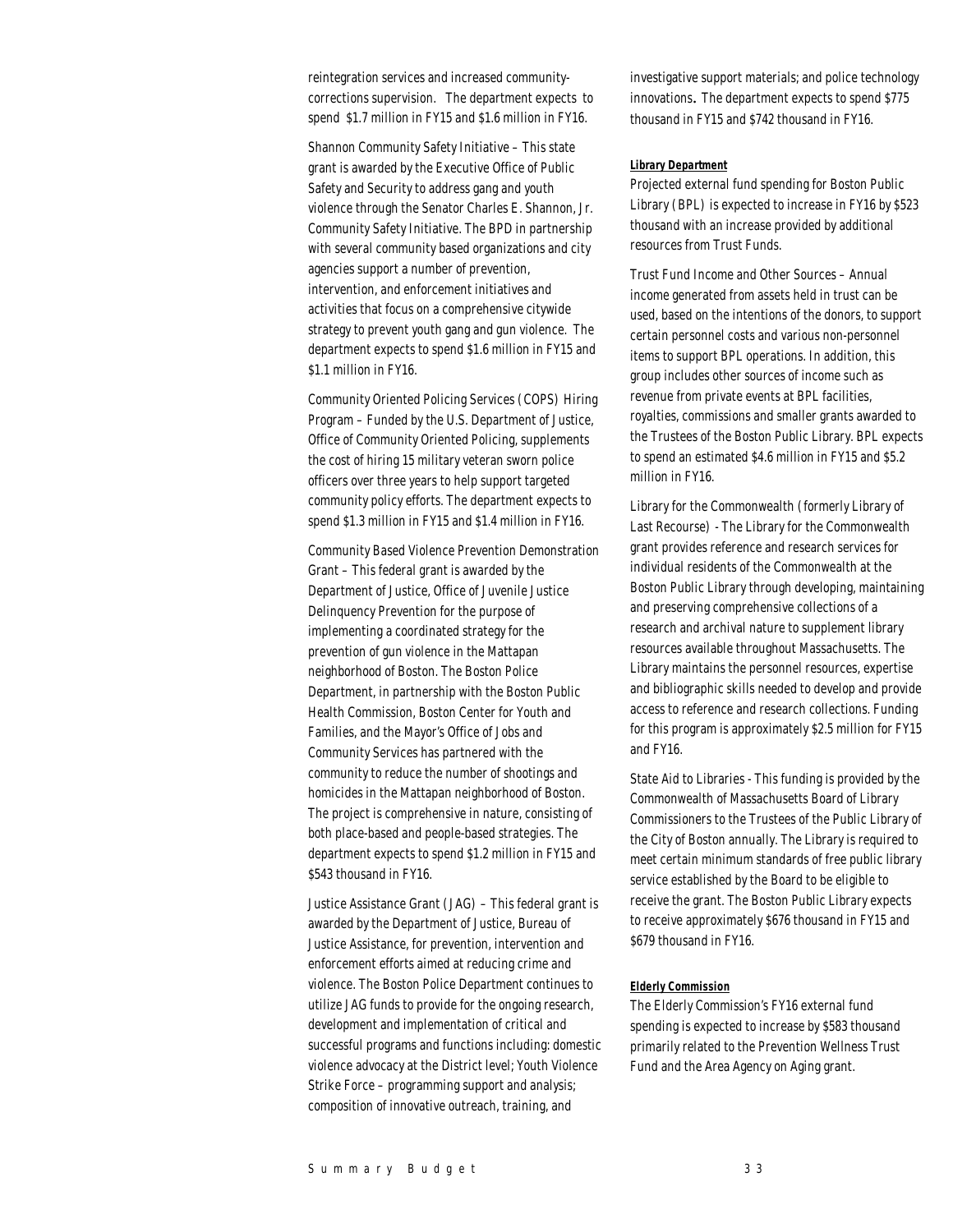reintegration services and increased community-corrections supervision. The department expects to spend $1.7 million in FY15 and $1.6 million in FY16.

Shannon Community Safety Initiative – This state grant is awarded by the Executive Office of Public Safety and Security to address gang and youth violence through the Senator Charles E. Shannon, Jr. Community Safety Initiative. The BPD in partnership with several community based organizations and city agencies support a number of prevention, intervention, and enforcement initiatives and activities that focus on a comprehensive citywide strategy to prevent youth gang and gun violence. The department expects to spend $1.6 million in FY15 and $1.1 million in FY16.

Community Oriented Policing Services (COPS) Hiring Program – Funded by the U.S. Department of Justice, Office of Community Oriented Policing, supplements the cost of hiring 15 military veteran sworn police officers over three years to help support targeted community policy efforts. The department expects to spend $1.3 million in FY15 and $1.4 million in FY16.

Community Based Violence Prevention Demonstration Grant – This federal grant is awarded by the Department of Justice, Office of Juvenile Justice Delinquency Prevention for the purpose of implementing a coordinated strategy for the prevention of gun violence in the Mattapan neighborhood of Boston. The Boston Police Department, in partnership with the Boston Public Health Commission, Boston Center for Youth and Families, and the Mayor's Office of Jobs and Community Services has partnered with the community to reduce the number of shootings and homicides in the Mattapan neighborhood of Boston. The project is comprehensive in nature, consisting of both place-based and people-based strategies. The department expects to spend $1.2 million in FY15 and $543 thousand in FY16.

Justice Assistance Grant (JAG) – This federal grant is awarded by the Department of Justice, Bureau of Justice Assistance, for prevention, intervention and enforcement efforts aimed at reducing crime and violence. The Boston Police Department continues to utilize JAG funds to provide for the ongoing research, development and implementation of critical and successful programs and functions including: domestic violence advocacy at the District level; Youth Violence Strike Force – programming support and analysis; composition of innovative outreach, training, and investigative support materials; and police technology innovations**.** The department expects to spend $775 thousand in FY15 and $742 thousand in FY16.

***Library Department***

Projected external fund spending for Boston Public Library (BPL) is expected to increase in FY16 by $523 thousand with an increase provided by additional resources from Trust Funds.

Trust Fund Income and Other Sources – Annual income generated from assets held in trust can be used, based on the intentions of the donors, to support certain personnel costs and various non-personnel items to support BPL operations. In addition, this group includes other sources of income such as revenue from private events at BPL facilities, royalties, commissions and smaller grants awarded to the Trustees of the Boston Public Library. BPL expects to spend an estimated $4.6 million in FY15 and $5.2 million in FY16.

Library for the Commonwealth (formerly Library of Last Recourse) - The Library for the Commonwealth grant provides reference and research services for individual residents of the Commonwealth at the Boston Public Library through developing, maintaining and preserving comprehensive collections of a research and archival nature to supplement library resources available throughout Massachusetts. The Library maintains the personnel resources, expertise and bibliographic skills needed to develop and provide access to reference and research collections. Funding for this program is approximately $2.5 million for FY15 and FY16.

State Aid to Libraries - This funding is provided by the Commonwealth of Massachusetts Board of Library Commissioners to the Trustees of the Public Library of the City of Boston annually. The Library is required to meet certain minimum standards of free public library service established by the Board to be eligible to receive the grant. The Boston Public Library expects to receive approximately $676 thousand in FY15 and $679 thousand in FY16.

***Elderly Commission***

The Elderly Commission's FY16 external fund spending is expected to increase by $583 thousand primarily related to the Prevention Wellness Trust Fund and the Area Agency on Aging grant.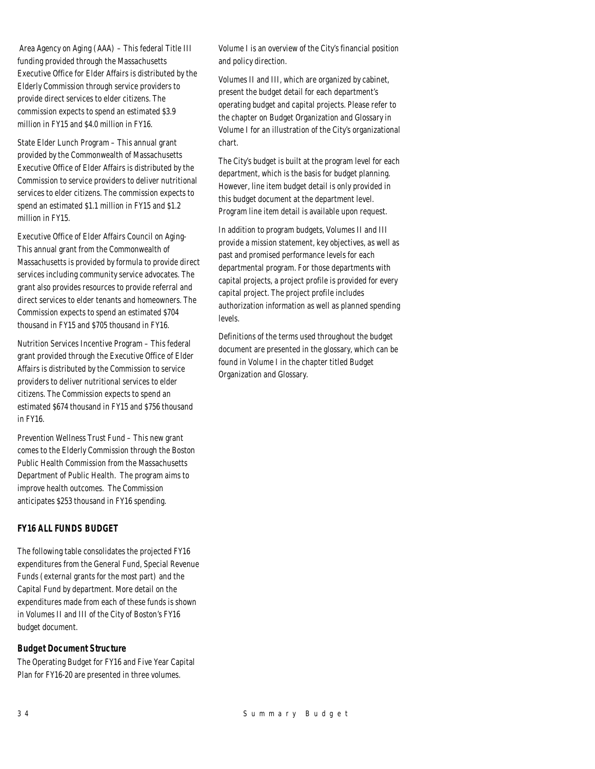Area Agency on Aging (AAA) – This federal Title III funding provided through the Massachusetts Executive Office for Elder Affairs is distributed by the Elderly Commission through service providers to provide direct services to elder citizens. The commission expects to spend an estimated $3.9 million in FY15 and $4.0 million in FY16.

State Elder Lunch Program – This annual grant provided by the Commonwealth of Massachusetts Executive Office of Elder Affairs is distributed by the Commission to service providers to deliver nutritional services to elder citizens. The commission expects to spend an estimated $1.1 million in FY15 and $1.2 million in FY15.

Executive Office of Elder Affairs Council on Aging- This annual grant from the Commonwealth of Massachusetts is provided by formula to provide direct services including community service advocates. The grant also provides resources to provide referral and direct services to elder tenants and homeowners. The Commission expects to spend an estimated $704 thousand in FY15 and $705 thousand in FY16.

Nutrition Services Incentive Program – This federal grant provided through the Executive Office of Elder Affairs is distributed by the Commission to service providers to deliver nutritional services to elder citizens. The Commission expects to spend an estimated $674 thousand in FY15 and $756 thousand in FY16.

Prevention Wellness Trust Fund – This new grant comes to the Elderly Commission through the Boston Public Health Commission from the Massachusetts Department of Public Health. The program aims to improve health outcomes. The Commission anticipates $253 thousand in FY16 spending.

## FY16 ALL FUNDS BUDGET

The following table consolidates the projected FY16 expenditures from the General Fund, Special Revenue Funds (external grants for the most part) and the Capital Fund by department. More detail on the expenditures made from each of these funds is shown in Volumes II and III of the City of Boston's FY16 budget document.

### Budget Document Structure

The Operating Budget for FY16 and Five Year Capital Plan for FY16-20 are presented in three volumes.

Volume I is an overview of the City's financial position and policy direction.

Volumes II and III, which are organized by cabinet, present the budget detail for each department's operating budget and capital projects. Please refer to the chapter on Budget Organization and Glossary in Volume I for an illustration of the City's organizational chart.

The City's budget is built at the program level for each department, which is the basis for budget planning. However, line item budget detail is only provided in this budget document at the department level. Program line item detail is available upon request.

In addition to program budgets, Volumes II and III provide a mission statement, key objectives, as well as past and promised performance levels for each departmental program. For those departments with capital projects, a project profile is provided for every capital project. The project profile includes authorization information as well as planned spending levels.

Definitions of the terms used throughout the budget document are presented in the glossary, which can be found in Volume I in the chapter titled Budget Organization and Glossary.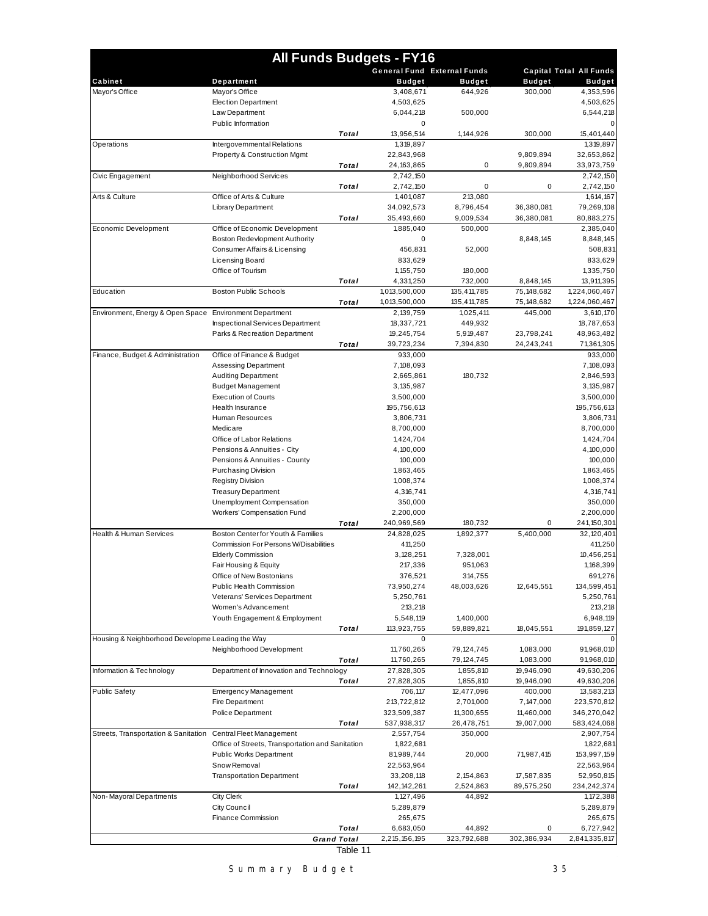| All Funds Budgets - FY16 | | | | | |
|---|---|---|---|---|---|
| Cabinet | Department | General Fund Budget | External Funds Budget | Capital Budget | Total All Funds Budget |
| Mayor's Office | Mayor's Office | 3,408,671 | 644,926 | 300,000 | 4,353,596 |
| | Election Department | 4,503,625 | | | 4,503,625 |
| | Law Department | 6,044,218 | 500,000 | | 6,544,218 |
| | Public Information | 0 | | | 0 |
| | *Total* | 13,956,514 | 1,144,926 | 300,000 | 15,401,440 |
| Operations | Intergovernmental Relations | 1,319,897 | | | 1,319,897 |
| | Property & Construction Mgmt | 22,843,968 | | 9,809,894 | 32,653,862 |
| | *Total* | 24,163,865 | 0 | 9,809,894 | 33,973,759 |
| Civic Engagement | Neighborhood Services | 2,742,150 | | | 2,742,150 |
| | *Total* | 2,742,150 | 0 | 0 | 2,742,150 |
| Arts & Culture | Office of Arts & Culture | 1,401,087 | 213,080 | | 1,614,167 |
| | Library Department | 34,092,573 | 8,796,454 | 36,380,081 | 79,269,108 |
| | *Total* | 35,493,660 | 9,009,534 | 36,380,081 | 80,883,275 |
| Economic Development | Office of Economic Development | 1,885,040 | 500,000 | | 2,385,040 |
| | Boston Redevlopment Authority | 0 | | 8,848,145 | 8,848,145 |
| | Consumer Affairs & Licensing | 456,831 | 52,000 | | 508,831 |
| | Licensing Board | 833,629 | | | 833,629 |
| | Office of Tourism | 1,155,750 | 180,000 | | 1,335,750 |
| | *Total* | 4,331,250 | 732,000 | 8,848,145 | 13,911,395 |
| Education | Boston Public Schools | 1,013,500,000 | 135,411,785 | 75,148,682 | 1,224,060,467 |
| | *Total* | 1,013,500,000 | 135,411,785 | 75,148,682 | 1,224,060,467 |
| Environment, Energy & Open Space | Environment Department | 2,139,759 | 1,025,411 | 445,000 | 3,610,170 |
| | Inspectional Services Department | 18,337,721 | 449,932 | | 18,787,653 |
| | Parks & Recreation Department | 19,245,754 | 5,919,487 | 23,798,241 | 48,963,482 |
| | *Total* | 39,723,234 | 7,394,830 | 24,243,241 | 71,361,305 |
| Finance, Budget & Administration | Office of Finance & Budget | 933,000 | | | 933,000 |
| | Assessing Department | 7,108,093 | | | 7,108,093 |
| | Auditing Department | 2,665,861 | 180,732 | | 2,846,593 |
| | Budget Management | 3,135,987 | | | 3,135,987 |
| | Execution of Courts | 3,500,000 | | | 3,500,000 |
| | Health Insurance | 195,756,613 | | | 195,756,613 |
| | Human Resources | 3,806,731 | | | 3,806,731 |
| | Medicare | 8,700,000 | | | 8,700,000 |
| | Office of Labor Relations | 1,424,704 | | | 1,424,704 |
| | Pensions & Annuities - City | 4,100,000 | | | 4,100,000 |
| | Pensions & Annuities - County | 100,000 | | | 100,000 |
| | Purchasing Division | 1,863,465 | | | 1,863,465 |
| | Registry Division | 1,008,374 | | | 1,008,374 |
| | Treasury Department | 4,316,741 | | | 4,316,741 |
| | Unemployment Compensation | 350,000 | | | 350,000 |
| | Workers' Compensation Fund | 2,200,000 | | | 2,200,000 |
| | *Total* | 240,969,569 | 180,732 | 0 | 241,150,301 |
| Health & Human Services | Boston Center for Youth & Families | 24,828,025 | 1,892,377 | 5,400,000 | 32,120,401 |
| | Commission For Persons W/Disabilities | 411,250 | | | 411,250 |
| | Elderly Commission | 3,128,251 | 7,328,001 | | 10,456,251 |
| | Fair Housing & Equity | 217,336 | 951,063 | | 1,168,399 |
| | Office of New Bostonians | 376,521 | 314,755 | | 691,276 |
| | Public Health Commission | 73,950,274 | 48,003,626 | 12,645,551 | 134,599,451 |
| | Veterans' Services Department | 5,250,761 | | | 5,250,761 |
| | Women's Advancement | 213,218 | | | 213,218 |
| | Youth Engagement & Employment | 5,548,119 | 1,400,000 | | 6,948,119 |
| | *Total* | 113,923,755 | 59,889,821 | 18,045,551 | 191,859,127 |
| Housing & Neighborhood Developme | Leading the Way | 0 | | | 0 |
| | Neighborhood Development | 11,760,265 | 79,124,745 | 1,083,000 | 91,968,010 |
| | *Total* | 11,760,265 | 79,124,745 | 1,083,000 | 91,968,010 |
| Information & Technology | Department of Innovation and Technology | 27,828,305 | 1,855,810 | 19,946,090 | 49,630,206 |
| | *Total* | 27,828,305 | 1,855,810 | 19,946,090 | 49,630,206 |
| Public Safety | Emergency Management | 706,117 | 12,477,096 | 400,000 | 13,583,213 |
| | Fire Department | 213,722,812 | 2,701,000 | 7,147,000 | 223,570,812 |
| | Police Department | 323,509,387 | 11,300,655 | 11,460,000 | 346,270,042 |
| | *Total* | 537,938,317 | 26,478,751 | 19,007,000 | 583,424,068 |
| Streets, Transportation & Sanitation | Central Fleet Management | 2,557,754 | 350,000 | | 2,907,754 |
| | Office of Streets, Transportation and Sanitation | 1,822,681 | | | 1,822,681 |
| | Public Works Department | 81,989,744 | 20,000 | 71,987,415 | 153,997,159 |
| | Snow Removal | 22,563,964 | | | 22,563,964 |
| | Transportation Department | 33,208,118 | 2,154,863 | 17,587,835 | 52,950,815 |
| | *Total* | 142,142,261 | 2,524,863 | 89,575,250 | 234,242,374 |
| Non-Mayoral Departments | City Clerk | 1,127,496 | 44,892 | | 1,172,388 |
| | City Council | 5,289,879 | | | 5,289,879 |
| | Finance Commission | 265,675 | | | 265,675 |
| | *Total* | 6,683,050 | 44,892 | 0 | 6,727,942 |
| | *Grand Total* | 2,215,156,195 | 323,792,688 | 302,386,934 | 2,841,335,817 |

Table 11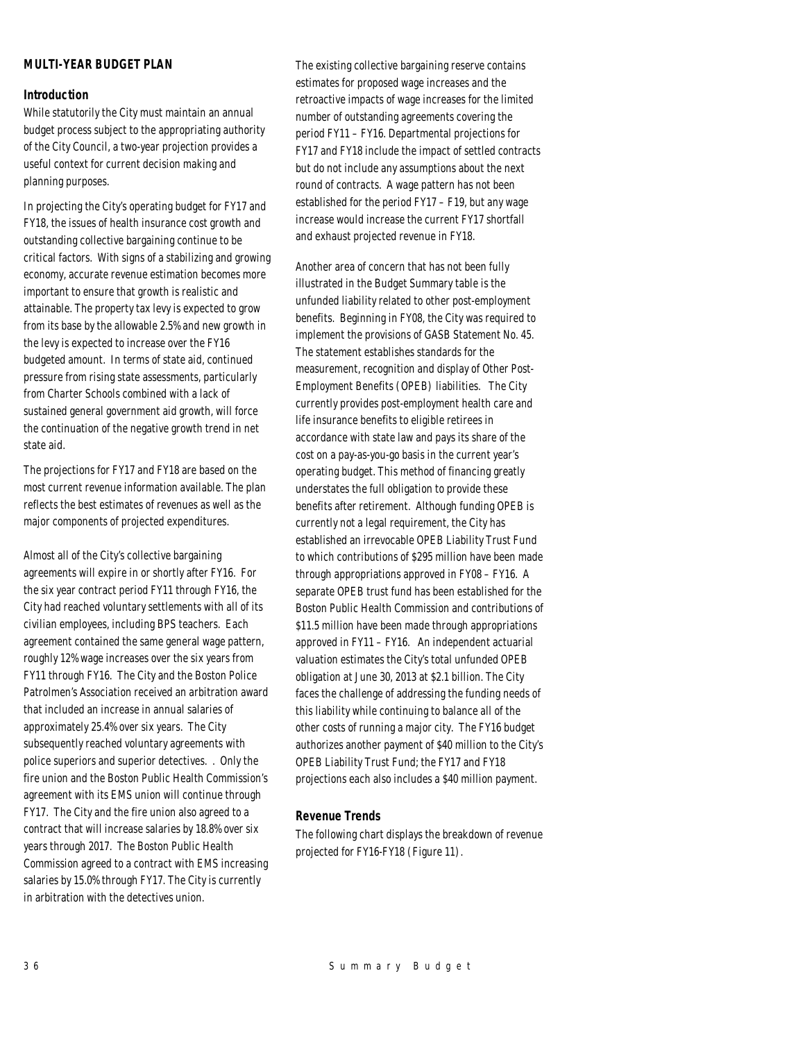## MULTI-YEAR BUDGET PLAN

### Introduction

While statutorily the City must maintain an annual budget process subject to the appropriating authority of the City Council, a two-year projection provides a useful context for current decision making and planning purposes.

In projecting the City's operating budget for FY17 and FY18, the issues of health insurance cost growth and outstanding collective bargaining continue to be critical factors. With signs of a stabilizing and growing economy, accurate revenue estimation becomes more important to ensure that growth is realistic and attainable. The property tax levy is expected to grow from its base by the allowable 2.5% and new growth in the levy is expected to increase over the FY16 budgeted amount. In terms of state aid, continued pressure from rising state assessments, particularly from Charter Schools combined with a lack of sustained general government aid growth, will force the continuation of the negative growth trend in net state aid.

The projections for FY17 and FY18 are based on the most current revenue information available. The plan reflects the best estimates of revenues as well as the major components of projected expenditures.

Almost all of the City's collective bargaining agreements will expire in or shortly after FY16. For the six year contract period FY11 through FY16, the City had reached voluntary settlements with all of its civilian employees, including BPS teachers. Each agreement contained the same general wage pattern, roughly 12% wage increases over the six years from FY11 through FY16. The City and the Boston Police Patrolmen's Association received an arbitration award that included an increase in annual salaries of approximately 25.4% over six years. The City subsequently reached voluntary agreements with police superiors and superior detectives. . Only the fire union and the Boston Public Health Commission's agreement with its EMS union will continue through FY17. The City and the fire union also agreed to a contract that will increase salaries by 18.8% over six years through 2017. The Boston Public Health Commission agreed to a contract with EMS increasing salaries by 15.0% through FY17. The City is currently in arbitration with the detectives union.

The existing collective bargaining reserve contains estimates for proposed wage increases and the retroactive impacts of wage increases for the limited number of outstanding agreements covering the period FY11 – FY16. Departmental projections for FY17 and FY18 include the impact of settled contracts but do not include any assumptions about the next round of contracts. A wage pattern has not been established for the period FY17 – F19, but any wage increase would increase the current FY17 shortfall and exhaust projected revenue in FY18.

Another area of concern that has not been fully illustrated in the Budget Summary table is the unfunded liability related to other post-employment benefits. Beginning in FY08, the City was required to implement the provisions of GASB Statement No. 45. The statement establishes standards for the measurement, recognition and display of Other Post-Employment Benefits (OPEB) liabilities. The City currently provides post-employment health care and life insurance benefits to eligible retirees in accordance with state law and pays its share of the cost on a pay-as-you-go basis in the current year's operating budget. This method of financing greatly understates the full obligation to provide these benefits after retirement. Although funding OPEB is currently not a legal requirement, the City has established an irrevocable OPEB Liability Trust Fund to which contributions of $295 million have been made through appropriations approved in FY08 – FY16. A separate OPEB trust fund has been established for the Boston Public Health Commission and contributions of $11.5 million have been made through appropriations approved in FY11 – FY16. An independent actuarial valuation estimates the City's total unfunded OPEB obligation at June 30, 2013 at $2.1 billion. The City faces the challenge of addressing the funding needs of this liability while continuing to balance all of the other costs of running a major city. The FY16 budget authorizes another payment of $40 million to the City's OPEB Liability Trust Fund; the FY17 and FY18 projections each also includes a $40 million payment.

### Revenue Trends

The following chart displays the breakdown of revenue projected for FY16-FY18 (Figure 11).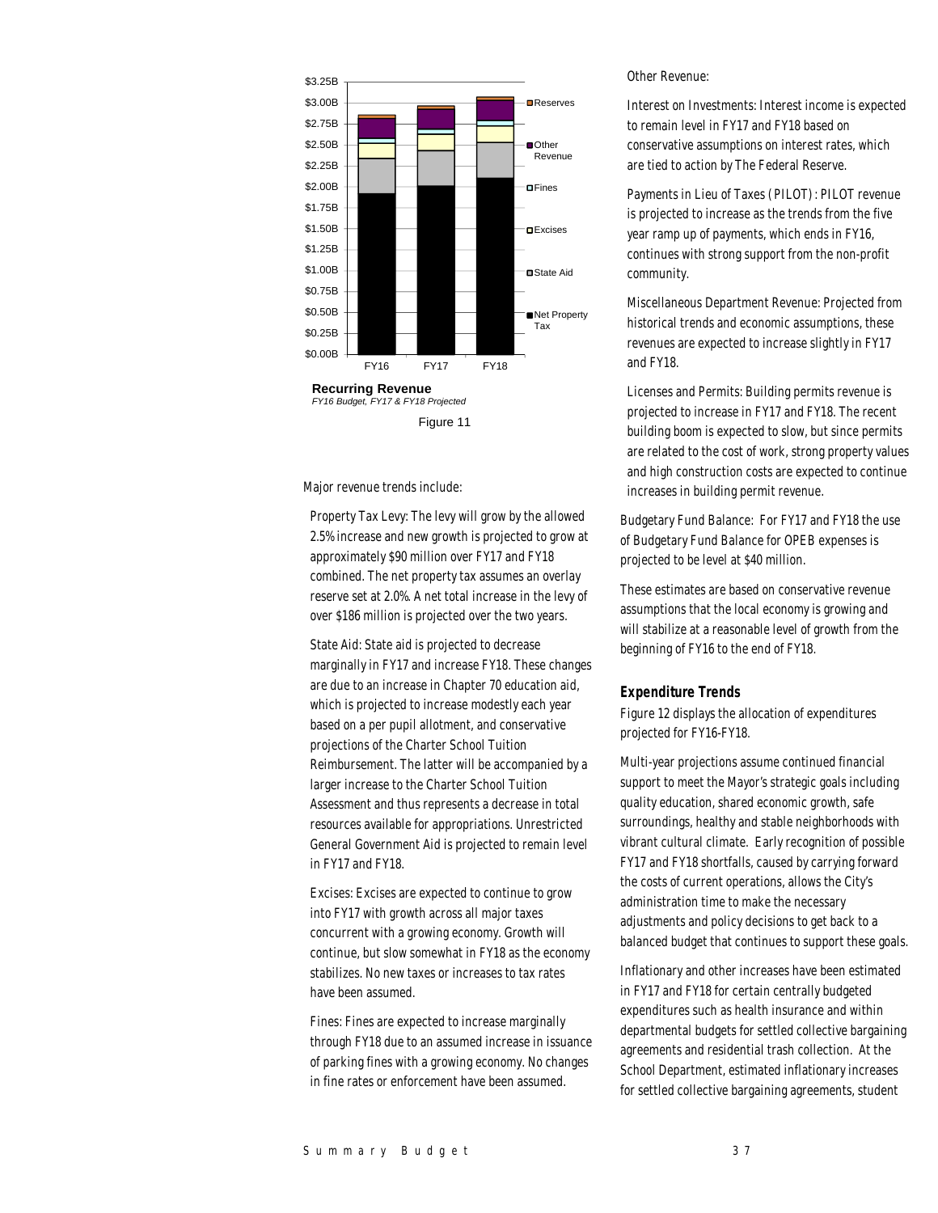Recurring Revenue

*FY16 Budget, FY17 & FY18 Projected*

Figure 11

Major revenue trends include:

Property Tax Levy: The levy will grow by the allowed 2.5% increase and new growth is projected to grow at approximately $90 million over FY17 and FY18 combined. The net property tax assumes an overlay reserve set at 2.0%. A net total increase in the levy of over $186 million is projected over the two years.

State Aid: State aid is projected to decrease marginally in FY17 and increase FY18. These changes are due to an increase in Chapter 70 education aid, which is projected to increase modestly each year based on a per pupil allotment, and conservative projections of the Charter School Tuition Reimbursement. The latter will be accompanied by a larger increase to the Charter School Tuition Assessment and thus represents a decrease in total resources available for appropriations. Unrestricted General Government Aid is projected to remain level in FY17 and FY18.

Excises: Excises are expected to continue to grow into FY17 with growth across all major taxes concurrent with a growing economy. Growth will continue, but slow somewhat in FY18 as the economy stabilizes. No new taxes or increases to tax rates have been assumed.

Fines: Fines are expected to increase marginally through FY18 due to an assumed increase in issuance of parking fines with a growing economy. No changes in fine rates or enforcement have been assumed.

Other Revenue:

Interest on Investments: Interest income is expected to remain level in FY17 and FY18 based on conservative assumptions on interest rates, which are tied to action by The Federal Reserve.

Payments in Lieu of Taxes (PILOT): PILOT revenue is projected to increase as the trends from the five year ramp up of payments, which ends in FY16, continues with strong support from the non-profit community.

Miscellaneous Department Revenue: Projected from historical trends and economic assumptions, these revenues are expected to increase slightly in FY17 and FY18.

Licenses and Permits: Building permits revenue is projected to increase in FY17 and FY18. The recent building boom is expected to slow, but since permits are related to the cost of work, strong property values and high construction costs are expected to continue increases in building permit revenue.

Budgetary Fund Balance: For FY17 and FY18 the use of Budgetary Fund Balance for OPEB expenses is projected to be level at $40 million.

These estimates are based on conservative revenue assumptions that the local economy is growing and will stabilize at a reasonable level of growth from the beginning of FY16 to the end of FY18.

### Expenditure Trends

Figure 12 displays the allocation of expenditures projected for FY16-FY18.

Multi-year projections assume continued financial support to meet the Mayor's strategic goals including quality education, shared economic growth, safe surroundings, healthy and stable neighborhoods with vibrant cultural climate. Early recognition of possible FY17 and FY18 shortfalls, caused by carrying forward the costs of current operations, allows the City's administration time to make the necessary adjustments and policy decisions to get back to a balanced budget that continues to support these goals.

Inflationary and other increases have been estimated in FY17 and FY18 for certain centrally budgeted expenditures such as health insurance and within departmental budgets for settled collective bargaining agreements and residential trash collection. At the School Department, estimated inflationary increases for settled collective bargaining agreements, student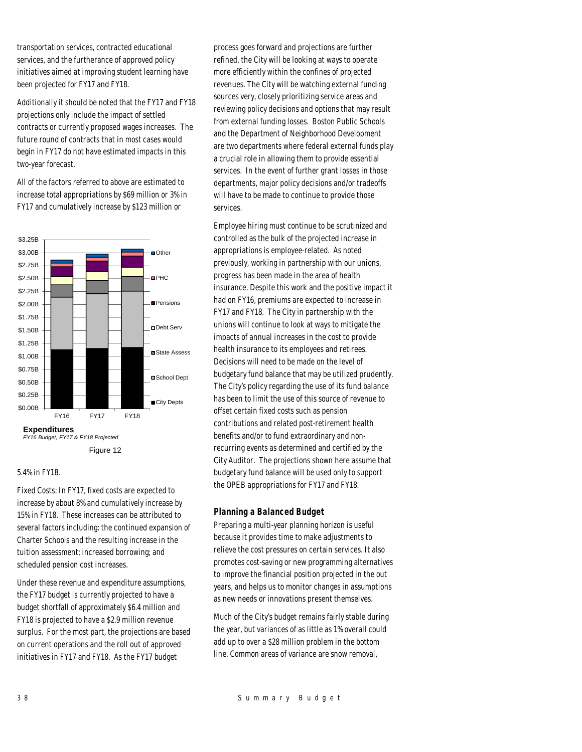transportation services, contracted educational services, and the furtherance of approved policy initiatives aimed at improving student learning have been projected for FY17 and FY18.

Additionally it should be noted that the FY17 and FY18 projections only include the impact of settled contracts or currently proposed wages increases. The future round of contracts that in most cases would begin in FY17 do not have estimated impacts in this two-year forecast.

All of the factors referred to above are estimated to increase total appropriations by $69 million or 3% in FY17 and cumulatively increase by $123 million or 5.4% in FY18.

**Expenditures**
*FY16 Budget, FY17 & FY18 Projected*

Figure 12

Fixed Costs: In FY17, fixed costs are expected to increase by about 8% and cumulatively increase by 15% in FY18. These increases can be attributed to several factors including: the continued expansion of Charter Schools and the resulting increase in the tuition assessment; increased borrowing; and scheduled pension cost increases.

Under these revenue and expenditure assumptions, the FY17 budget is currently projected to have a budget shortfall of approximately $6.4 million and FY18 is projected to have a $2.9 million revenue surplus. For the most part, the projections are based on current operations and the roll out of approved initiatives in FY17 and FY18. As the FY17 budget process goes forward and projections are further refined, the City will be looking at ways to operate more efficiently within the confines of projected revenues. The City will be watching external funding sources very, closely prioritizing service areas and reviewing policy decisions and options that may result from external funding losses. Boston Public Schools and the Department of Neighborhood Development are two departments where federal external funds play a crucial role in allowing them to provide essential services. In the event of further grant losses in those departments, major policy decisions and/or tradeoffs will have to be made to continue to provide those services.

Employee hiring must continue to be scrutinized and controlled as the bulk of the projected increase in appropriations is employee-related. As noted previously, working in partnership with our unions, progress has been made in the area of health insurance. Despite this work and the positive impact it had on FY16, premiums are expected to increase in FY17 and FY18. The City in partnership with the unions will continue to look at ways to mitigate the impacts of annual increases in the cost to provide health insurance to its employees and retirees. Decisions will need to be made on the level of budgetary fund balance that may be utilized prudently. The City's policy regarding the use of its fund balance has been to limit the use of this source of revenue to offset certain fixed costs such as pension contributions and related post-retirement health benefits and/or to fund extraordinary and non-recurring events as determined and certified by the City Auditor. The projections shown here assume that budgetary fund balance will be used only to support the OPEB appropriations for FY17 and FY18.

### Planning a Balanced Budget

Preparing a multi-year planning horizon is useful because it provides time to make adjustments to relieve the cost pressures on certain services. It also promotes cost-saving or new programming alternatives to improve the financial position projected in the out years, and helps us to monitor changes in assumptions as new needs or innovations present themselves.

Much of the City's budget remains fairly stable during the year, but variances of as little as 1% overall could add up to over a $28 million problem in the bottom line. Common areas of variance are snow removal,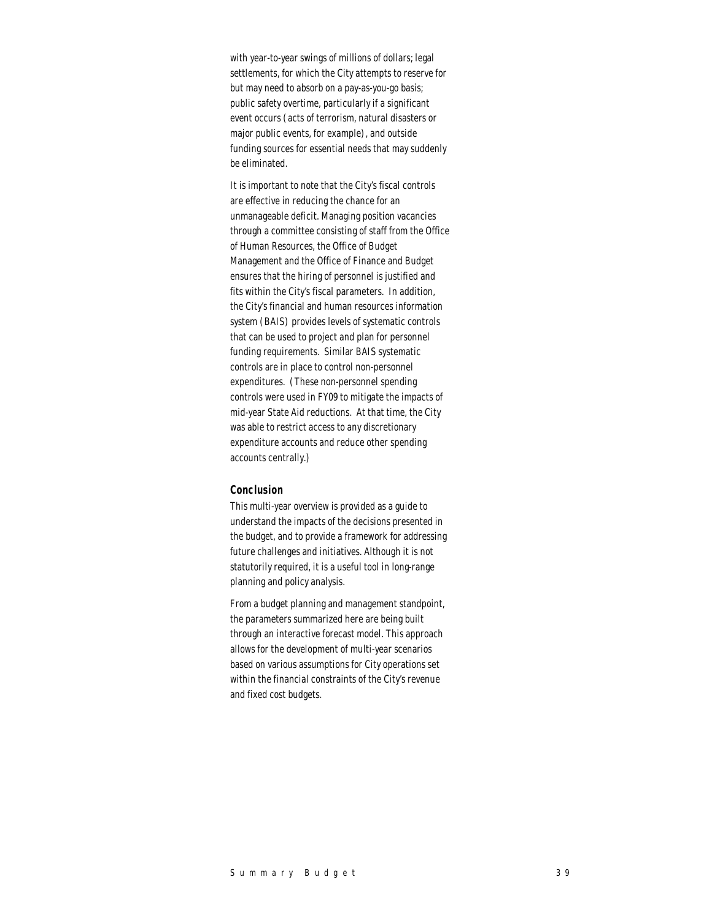with year-to-year swings of millions of dollars; legal settlements, for which the City attempts to reserve for but may need to absorb on a pay-as-you-go basis; public safety overtime, particularly if a significant event occurs (acts of terrorism, natural disasters or major public events, for example), and outside funding sources for essential needs that may suddenly be eliminated.

It is important to note that the City's fiscal controls are effective in reducing the chance for an unmanageable deficit. Managing position vacancies through a committee consisting of staff from the Office of Human Resources, the Office of Budget Management and the Office of Finance and Budget ensures that the hiring of personnel is justified and fits within the City's fiscal parameters. In addition, the City's financial and human resources information system (BAIS) provides levels of systematic controls that can be used to project and plan for personnel funding requirements. Similar BAIS systematic controls are in place to control non-personnel expenditures. (These non-personnel spending controls were used in FY09 to mitigate the impacts of mid-year State Aid reductions. At that time, the City was able to restrict access to any discretionary expenditure accounts and reduce other spending accounts centrally.)

### Conclusion

This multi-year overview is provided as a guide to understand the impacts of the decisions presented in the budget, and to provide a framework for addressing future challenges and initiatives. Although it is not statutorily required, it is a useful tool in long-range planning and policy analysis.

From a budget planning and management standpoint, the parameters summarized here are being built through an interactive forecast model. This approach allows for the development of multi-year scenarios based on various assumptions for City operations set within the financial constraints of the City's revenue and fixed cost budgets.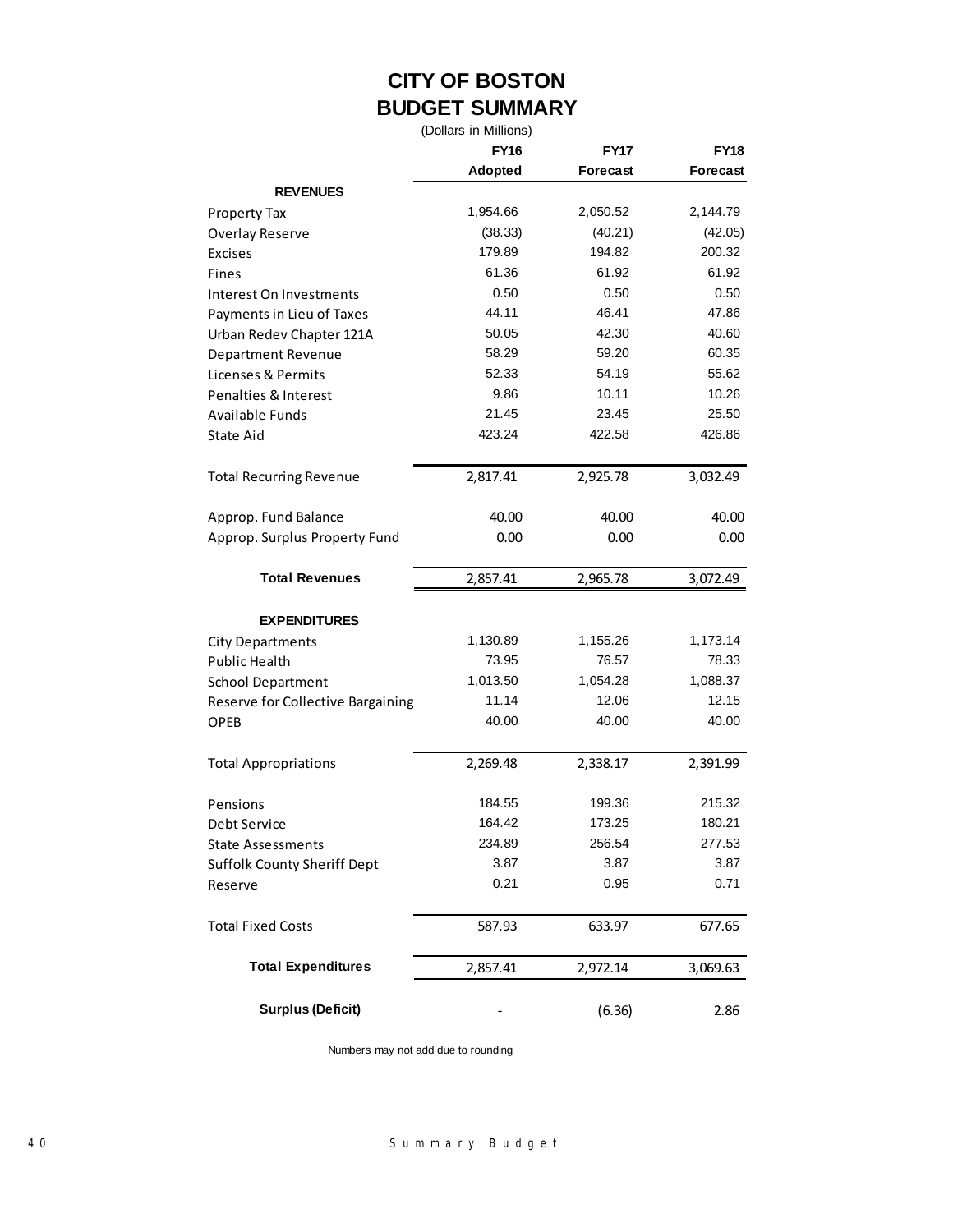# CITY OF BOSTON
## BUDGET SUMMARY

(Dollars in Millions)

| | FY16 Adopted | FY17 Forecast | FY18 Forecast |
|---|---|---|---|
| **REVENUES** | | | |
| Property Tax | 1,954.66 | 2,050.52 | 2,144.79 |
| Overlay Reserve | (38.33) | (40.21) | (42.05) |
| Excises | 179.89 | 194.82 | 200.32 |
| Fines | 61.36 | 61.92 | 61.92 |
| Interest On Investments | 0.50 | 0.50 | 0.50 |
| Payments in Lieu of Taxes | 44.11 | 46.41 | 47.86 |
| Urban Redev Chapter 121A | 50.05 | 42.30 | 40.60 |
| Department Revenue | 58.29 | 59.20 | 60.35 |
| Licenses & Permits | 52.33 | 54.19 | 55.62 |
| Penalties & Interest | 9.86 | 10.11 | 10.26 |
| Available Funds | 21.45 | 23.45 | 25.50 |
| State Aid | 423.24 | 422.58 | 426.86 |
| Total Recurring Revenue | 2,817.41 | 2,925.78 | 3,032.49 |
| Approp. Fund Balance | 40.00 | 40.00 | 40.00 |
| Approp. Surplus Property Fund | 0.00 | 0.00 | 0.00 |
| **Total Revenues** | 2,857.41 | 2,965.78 | 3,072.49 |
| **EXPENDITURES** | | | |
| City Departments | 1,130.89 | 1,155.26 | 1,173.14 |
| Public Health | 73.95 | 76.57 | 78.33 |
| School Department | 1,013.50 | 1,054.28 | 1,088.37 |
| Reserve for Collective Bargaining | 11.14 | 12.06 | 12.15 |
| OPEB | 40.00 | 40.00 | 40.00 |
| Total Appropriations | 2,269.48 | 2,338.17 | 2,391.99 |
| Pensions | 184.55 | 199.36 | 215.32 |
| Debt Service | 164.42 | 173.25 | 180.21 |
| State Assessments | 234.89 | 256.54 | 277.53 |
| Suffolk County Sheriff Dept | 3.87 | 3.87 | 3.87 |
| Reserve | 0.21 | 0.95 | 0.71 |
| Total Fixed Costs | 587.93 | 633.97 | 677.65 |
| **Total Expenditures** | 2,857.41 | 2,972.14 | 3,069.63 |
| **Surplus (Deficit)** | - | (6.36) | 2.86 |

Numbers may not add due to rounding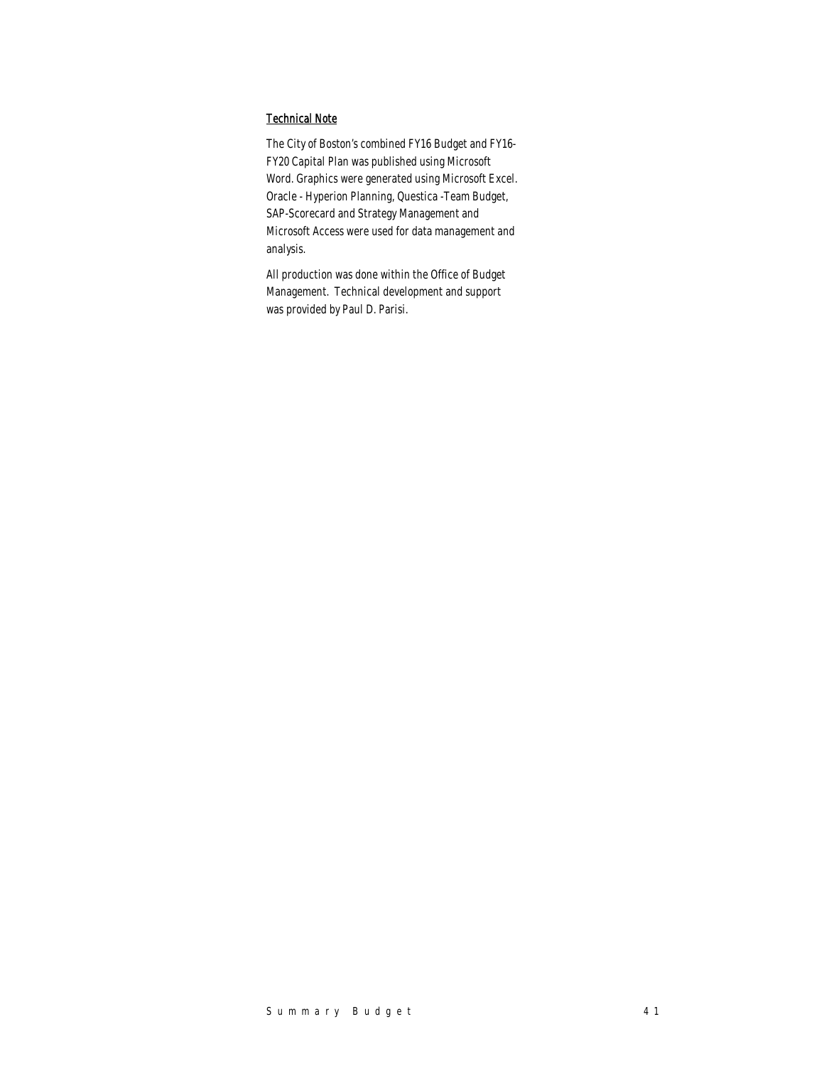## Technical Note

The City of Boston's combined FY16 Budget and FY16-FY20 Capital Plan was published using Microsoft Word. Graphics were generated using Microsoft Excel. Oracle - Hyperion Planning, Questica -Team Budget, SAP-Scorecard and Strategy Management and Microsoft Access were used for data management and analysis.

All production was done within the Office of Budget Management. Technical development and support was provided by Paul D. Parisi.